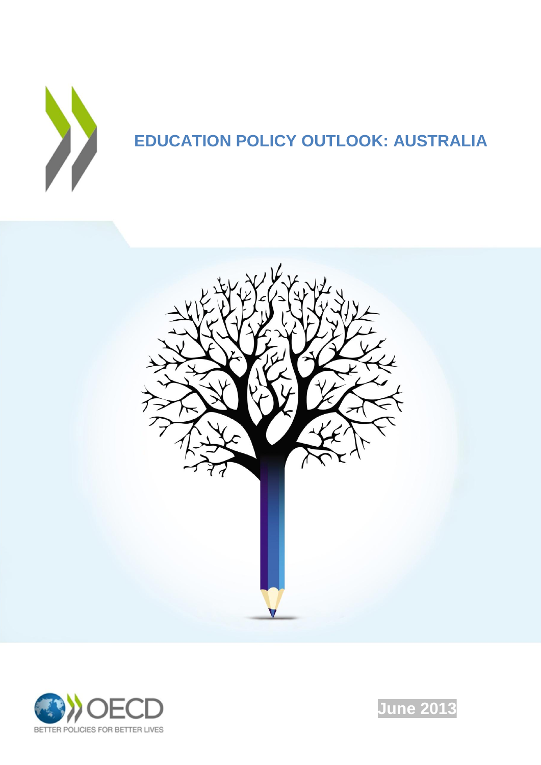# EDUCATION POLICY OUTLOOK: AUSTRALIA

OECD

BETTER POLICIES FOR BETTER LIVES

June 2013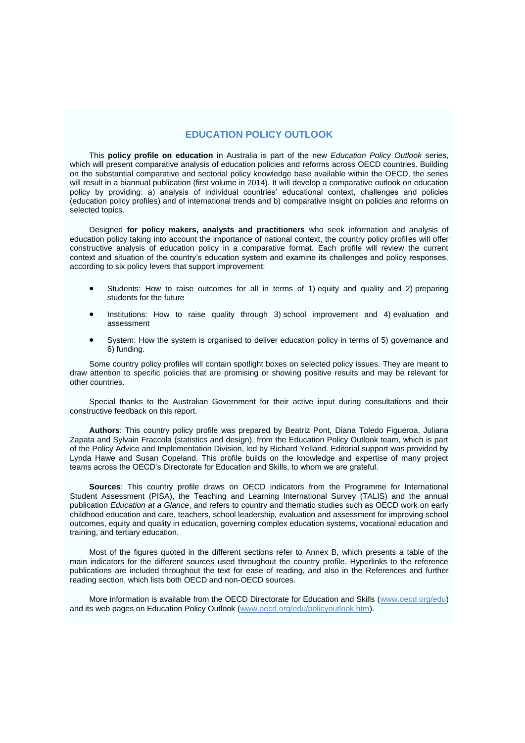## EDUCATION POLICY OUTLOOK

This **policy profile on education** in Australia is part of the new *Education Policy Outlook* series, which will present comparative analysis of education policies and reforms across OECD countries. Building on the substantial comparative and sectorial policy knowledge base available within the OECD, the series will result in a biannual publication (first volume in 2014). It will develop a comparative outlook on education policy by providing: a) analysis of individual countries' educational context, challenges and policies (education policy profiles) and of international trends and b) comparative insight on policies and reforms on selected topics.

Designed **for policy makers, analysts and practitioners** who seek information and analysis of education policy taking into account the importance of national context, the country policy profiles will offer constructive analysis of education policy in a comparative format. Each profile will review the current context and situation of the country's education system and examine its challenges and policy responses, according to six policy levers that support improvement:

- Students: How to raise outcomes for all in terms of 1) equity and quality and 2) preparing students for the future
- Institutions: How to raise quality through 3) school improvement and 4) evaluation and assessment
- System: How the system is organised to deliver education policy in terms of 5) governance and 6) funding.

Some country policy profiles will contain spotlight boxes on selected policy issues. They are meant to draw attention to specific policies that are promising or showing positive results and may be relevant for other countries.

Special thanks to the Australian Government for their active input during consultations and their constructive feedback on this report.

**Authors**: This country policy profile was prepared by Beatriz Pont, Diana Toledo Figueroa, Juliana Zapata and Sylvain Fraccola (statistics and design), from the Education Policy Outlook team, which is part of the Policy Advice and Implementation Division, led by Richard Yelland. Editorial support was provided by Lynda Hawe and Susan Copeland. This profile builds on the knowledge and expertise of many project teams across the OECD's Directorate for Education and Skills, to whom we are grateful.

**Sources**: This country profile draws on OECD indicators from the Programme for International Student Assessment (PISA), the Teaching and Learning International Survey (TALIS) and the annual publication *Education at a Glance*, and refers to country and thematic studies such as OECD work on early childhood education and care, teachers, school leadership, evaluation and assessment for improving school outcomes, equity and quality in education, governing complex education systems, vocational education and training, and tertiary education.

Most of the figures quoted in the different sections refer to Annex B, which presents a table of the main indicators for the different sources used throughout the country profile. Hyperlinks to the reference publications are included throughout the text for ease of reading, and also in the References and further reading section, which lists both OECD and non-OECD sources.

More information is available from the OECD Directorate for Education and Skills (www.oecd.org/edu) and its web pages on Education Policy Outlook (www.oecd.org/edu/policyoutlook.htm).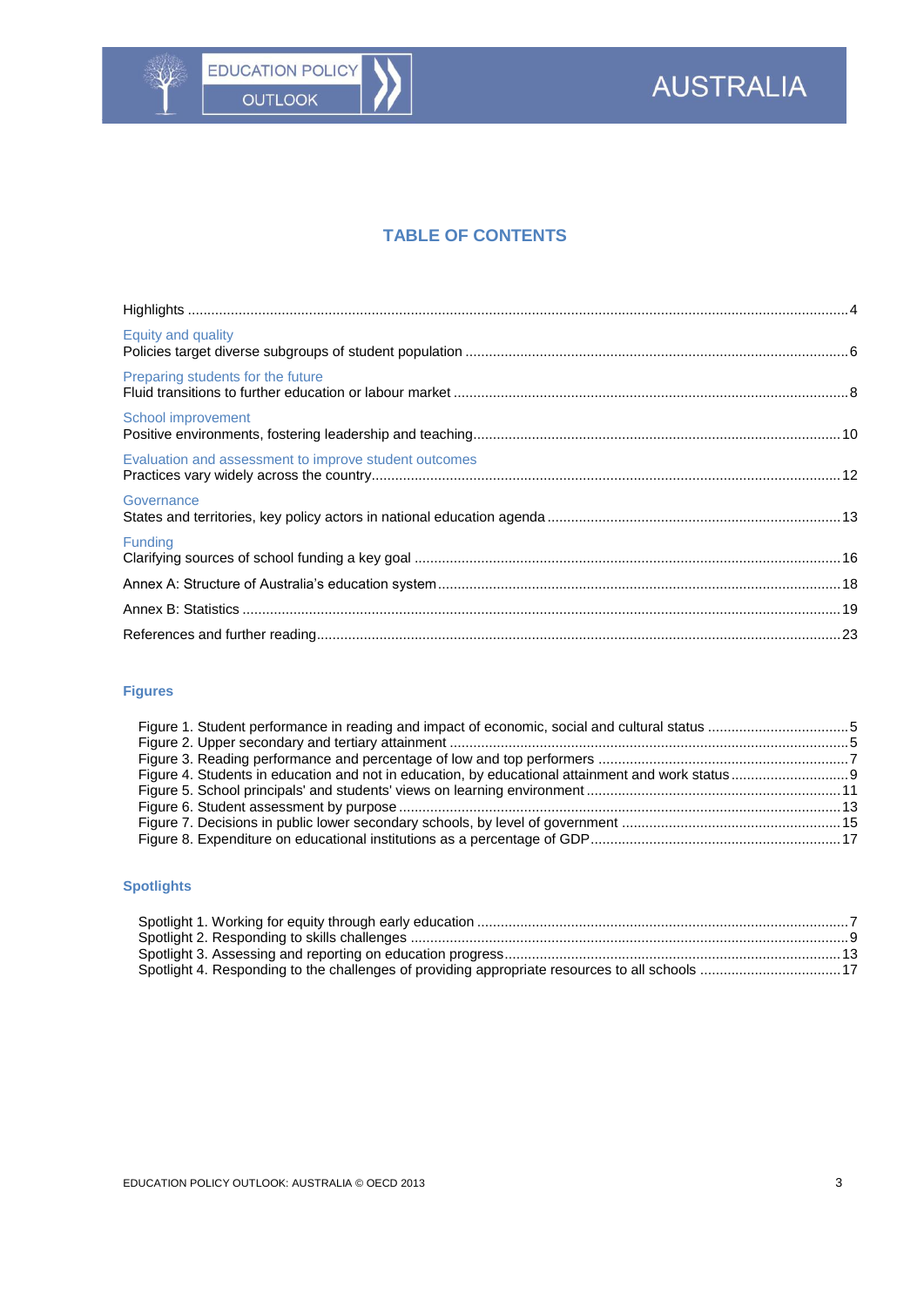# TABLE OF CONTENTS

Highlights ..... 4

Equity and quality
Policies target diverse subgroups of student population ..... 6

Preparing students for the future
Fluid transitions to further education or labour market ..... 8

School improvement
Positive environments, fostering leadership and teaching ..... 10

Evaluation and assessment to improve student outcomes
Practices vary widely across the country ..... 12

Governance
States and territories, key policy actors in national education agenda ..... 13

Funding
Clarifying sources of school funding a key goal ..... 16

Annex A: Structure of Australia's education system ..... 18

Annex B: Statistics ..... 19

References and further reading ..... 23

## Figures

Figure 1. Student performance in reading and impact of economic, social and cultural status ..... 5
Figure 2. Upper secondary and tertiary attainment ..... 5
Figure 3. Reading performance and percentage of low and top performers ..... 7
Figure 4. Students in education and not in education, by educational attainment and work status ..... 9
Figure 5. School principals' and students' views on learning environment ..... 11
Figure 6. Student assessment by purpose ..... 13
Figure 7. Decisions in public lower secondary schools, by level of government ..... 15
Figure 8. Expenditure on educational institutions as a percentage of GDP ..... 17

## Spotlights

Spotlight 1. Working for equity through early education ..... 7
Spotlight 2. Responding to skills challenges ..... 9
Spotlight 3. Assessing and reporting on education progress ..... 13
Spotlight 4. Responding to the challenges of providing appropriate resources to all schools ..... 17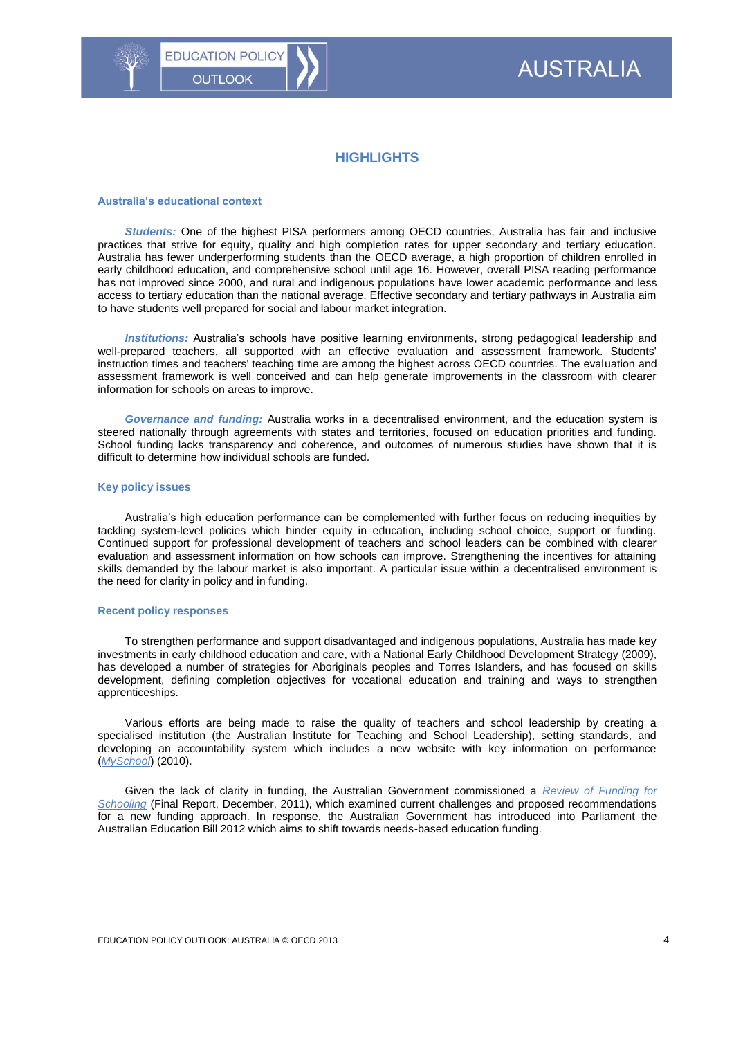## HIGHLIGHTS

### Australia's educational context

***Students:*** One of the highest PISA performers among OECD countries, Australia has fair and inclusive practices that strive for equity, quality and high completion rates for upper secondary and tertiary education. Australia has fewer underperforming students than the OECD average, a high proportion of children enrolled in early childhood education, and comprehensive school until age 16. However, overall PISA reading performance has not improved since 2000, and rural and indigenous populations have lower academic performance and less access to tertiary education than the national average. Effective secondary and tertiary pathways in Australia aim to have students well prepared for social and labour market integration.

***Institutions:*** Australia's schools have positive learning environments, strong pedagogical leadership and well-prepared teachers, all supported with an effective evaluation and assessment framework. Students' instruction times and teachers' teaching time are among the highest across OECD countries. The evaluation and assessment framework is well conceived and can help generate improvements in the classroom with clearer information for schools on areas to improve.

***Governance and funding:*** Australia works in a decentralised environment, and the education system is steered nationally through agreements with states and territories, focused on education priorities and funding. School funding lacks transparency and coherence, and outcomes of numerous studies have shown that it is difficult to determine how individual schools are funded.

### Key policy issues

Australia's high education performance can be complemented with further focus on reducing inequities by tackling system-level policies which hinder equity in education, including school choice, support or funding. Continued support for professional development of teachers and school leaders can be combined with clearer evaluation and assessment information on how schools can improve. Strengthening the incentives for attaining skills demanded by the labour market is also important. A particular issue within a decentralised environment is the need for clarity in policy and in funding.

### Recent policy responses

To strengthen performance and support disadvantaged and indigenous populations, Australia has made key investments in early childhood education and care, with a National Early Childhood Development Strategy (2009), has developed a number of strategies for Aboriginals peoples and Torres Islanders, and has focused on skills development, defining completion objectives for vocational education and training and ways to strengthen apprenticeships.

Various efforts are being made to raise the quality of teachers and school leadership by creating a specialised institution (the Australian Institute for Teaching and School Leadership), setting standards, and developing an accountability system which includes a new website with key information on performance (*MySchool*) (2010).

Given the lack of clarity in funding, the Australian Government commissioned a *Review of Funding for Schooling* (Final Report, December, 2011), which examined current challenges and proposed recommendations for a new funding approach. In response, the Australian Government has introduced into Parliament the Australian Education Bill 2012 which aims to shift towards needs-based education funding.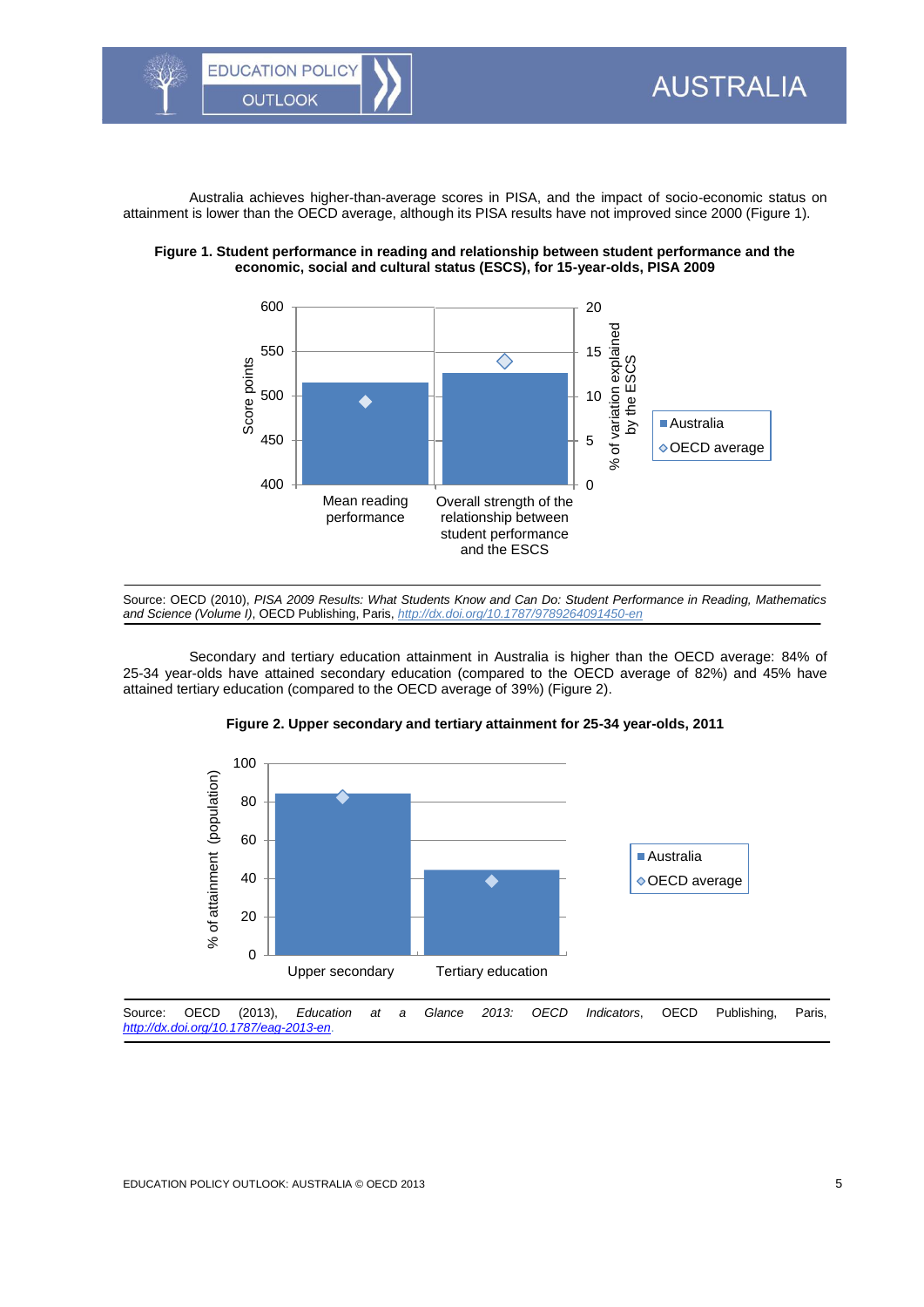Australia achieves higher-than-average scores in PISA, and the impact of socio-economic status on attainment is lower than the OECD average, although its PISA results have not improved since 2000 (Figure 1).

**Figure 1. Student performance in reading and relationship between student performance and the economic, social and cultural status (ESCS), for 15-year-olds, PISA 2009**

Score points
600
550
500
450
400

% of variation explained by the ESCS
20
15
10
5
0

Mean reading performance
Overall strength of the relationship between student performance and the ESCS

Australia
OECD average

Source: OECD (2010), *PISA 2009 Results: What Students Know and Can Do: Student Performance in Reading, Mathematics and Science (Volume I)*, OECD Publishing, Paris, http://dx.doi.org/10.1787/9789264091450-en

Secondary and tertiary education attainment in Australia is higher than the OECD average: 84% of 25-34 year-olds have attained secondary education (compared to the OECD average of 82%) and 45% have attained tertiary education (compared to the OECD average of 39%) (Figure 2).

**Figure 2. Upper secondary and tertiary attainment for 25-34 year-olds, 2011**

% of attainment (population)
100
80
60
40
20
0

Upper secondary
Tertiary education

Australia
OECD average

Source: OECD (2013), *Education at a Glance 2013: OECD Indicators*, OECD Publishing, Paris, http://dx.doi.org/10.1787/eag-2013-en.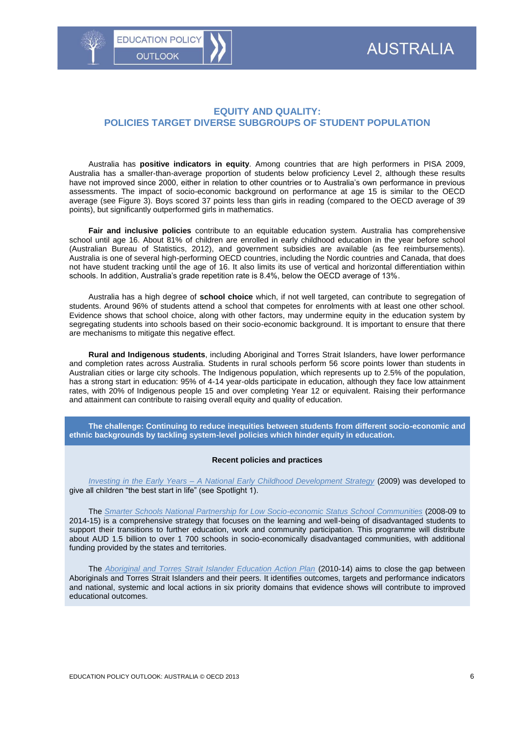## EQUITY AND QUALITY:
## POLICIES TARGET DIVERSE SUBGROUPS OF STUDENT POPULATION

Australia has **positive indicators in equity**. Among countries that are high performers in PISA 2009, Australia has a smaller-than-average proportion of students below proficiency Level 2, although these results have not improved since 2000, either in relation to other countries or to Australia's own performance in previous assessments. The impact of socio-economic background on performance at age 15 is similar to the OECD average (see Figure 3). Boys scored 37 points less than girls in reading (compared to the OECD average of 39 points), but significantly outperformed girls in mathematics.

**Fair and inclusive policies** contribute to an equitable education system. Australia has comprehensive school until age 16. About 81% of children are enrolled in early childhood education in the year before school (Australian Bureau of Statistics, 2012), and government subsidies are available (as fee reimbursements). Australia is one of several high-performing OECD countries, including the Nordic countries and Canada, that does not have student tracking until the age of 16. It also limits its use of vertical and horizontal differentiation within schools. In addition, Australia's grade repetition rate is 8.4%, below the OECD average of 13%.

Australia has a high degree of **school choice** which, if not well targeted, can contribute to segregation of students. Around 96% of students attend a school that competes for enrolments with at least one other school. Evidence shows that school choice, along with other factors, may undermine equity in the education system by segregating students into schools based on their socio-economic background. It is important to ensure that there are mechanisms to mitigate this negative effect.

**Rural and Indigenous students**, including Aboriginal and Torres Strait Islanders, have lower performance and completion rates across Australia. Students in rural schools perform 56 score points lower than students in Australian cities or large city schools. The Indigenous population, which represents up to 2.5% of the population, has a strong start in education: 95% of 4-14 year-olds participate in education, although they face low attainment rates, with 20% of Indigenous people 15 and over completing Year 12 or equivalent. Raising their performance and attainment can contribute to raising overall equity and quality of education.

**The challenge: Continuing to reduce inequities between students from different socio-economic and ethnic backgrounds by tackling system-level policies which hinder equity in education.**

**Recent policies and practices**

*Investing in the Early Years – A National Early Childhood Development Strategy* (2009) was developed to give all children "the best start in life" (see Spotlight 1).

The *Smarter Schools National Partnership for Low Socio-economic Status School Communities* (2008-09 to 2014-15) is a comprehensive strategy that focuses on the learning and well-being of disadvantaged students to support their transitions to further education, work and community participation. This programme will distribute about AUD 1.5 billion to over 1 700 schools in socio-economically disadvantaged communities, with additional funding provided by the states and territories.

The *Aboriginal and Torres Strait Islander Education Action Plan* (2010-14) aims to close the gap between Aboriginals and Torres Strait Islanders and their peers. It identifies outcomes, targets and performance indicators and national, systemic and local actions in six priority domains that evidence shows will contribute to improved educational outcomes.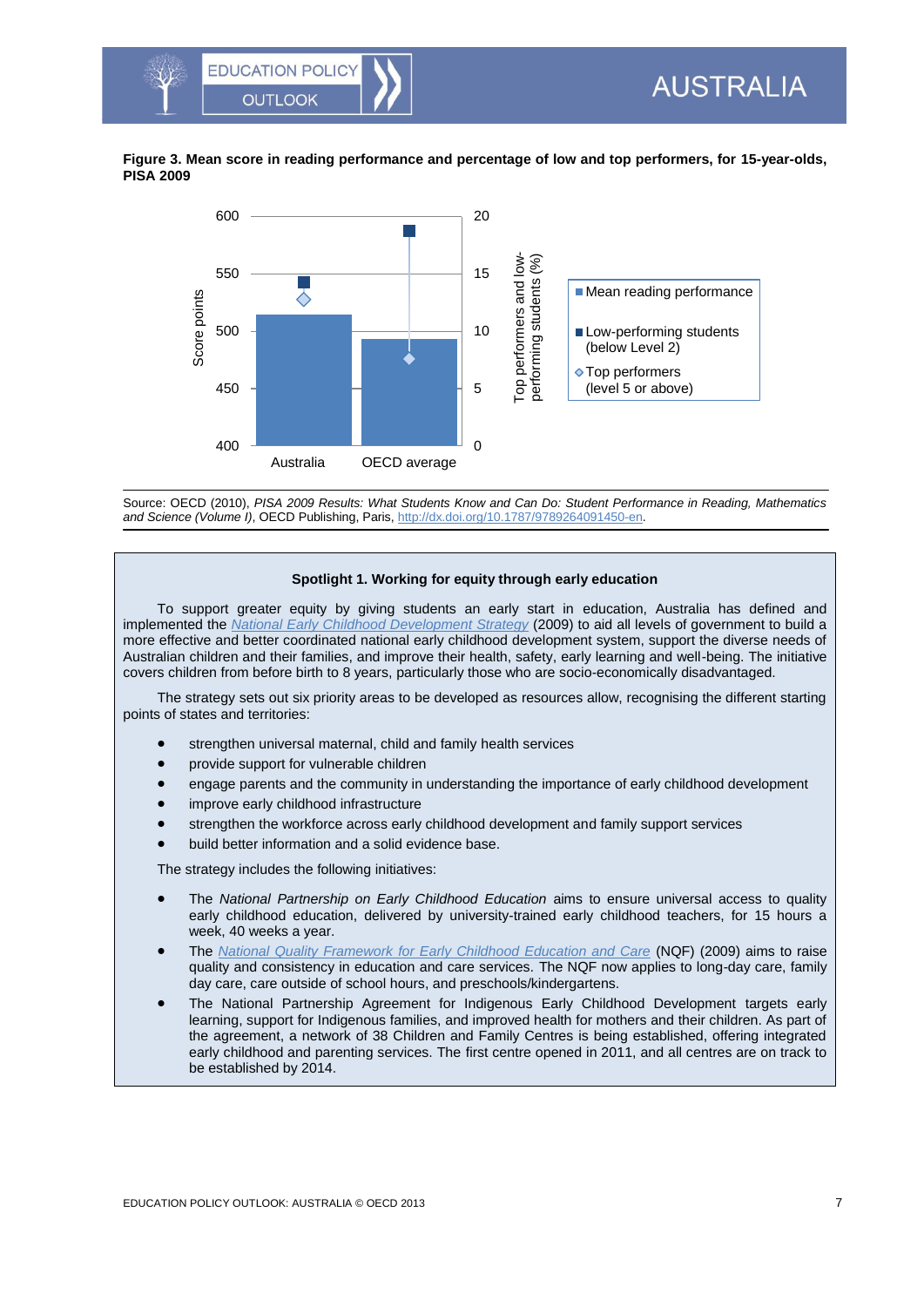**Figure 3. Mean score in reading performance and percentage of low and top performers, for 15-year-olds, PISA 2009**

Score points
600
550
500
450
400

Top performers and low-performing students (%)
20
15
10
5
0

Australia
OECD average

Mean reading performance
Low-performing students (below Level 2)
Top performers (level 5 or above)

Source: OECD (2010), *PISA 2009 Results: What Students Know and Can Do: Student Performance in Reading, Mathematics and Science (Volume I)*, OECD Publishing, Paris, http://dx.doi.org/10.1787/9789264091450-en.

**Spotlight 1. Working for equity through early education**

To support greater equity by giving students an early start in education, Australia has defined and implemented the *National Early Childhood Development Strategy* (2009) to aid all levels of government to build a more effective and better coordinated national early childhood development system, support the diverse needs of Australian children and their families, and improve their health, safety, early learning and well-being. The initiative covers children from before birth to 8 years, particularly those who are socio-economically disadvantaged.

The strategy sets out six priority areas to be developed as resources allow, recognising the different starting points of states and territories:

- strengthen universal maternal, child and family health services
- provide support for vulnerable children
- engage parents and the community in understanding the importance of early childhood development
- improve early childhood infrastructure
- strengthen the workforce across early childhood development and family support services
- build better information and a solid evidence base.

The strategy includes the following initiatives:

- The *National Partnership on Early Childhood Education* aims to ensure universal access to quality early childhood education, delivered by university-trained early childhood teachers, for 15 hours a week, 40 weeks a year.
- The *National Quality Framework for Early Childhood Education and Care* (NQF) (2009) aims to raise quality and consistency in education and care services. The NQF now applies to long-day care, family day care, care outside of school hours, and preschools/kindergartens.
- The National Partnership Agreement for Indigenous Early Childhood Development targets early learning, support for Indigenous families, and improved health for mothers and their children. As part of the agreement, a network of 38 Children and Family Centres is being established, offering integrated early childhood and parenting services. The first centre opened in 2011, and all centres are on track to be established by 2014.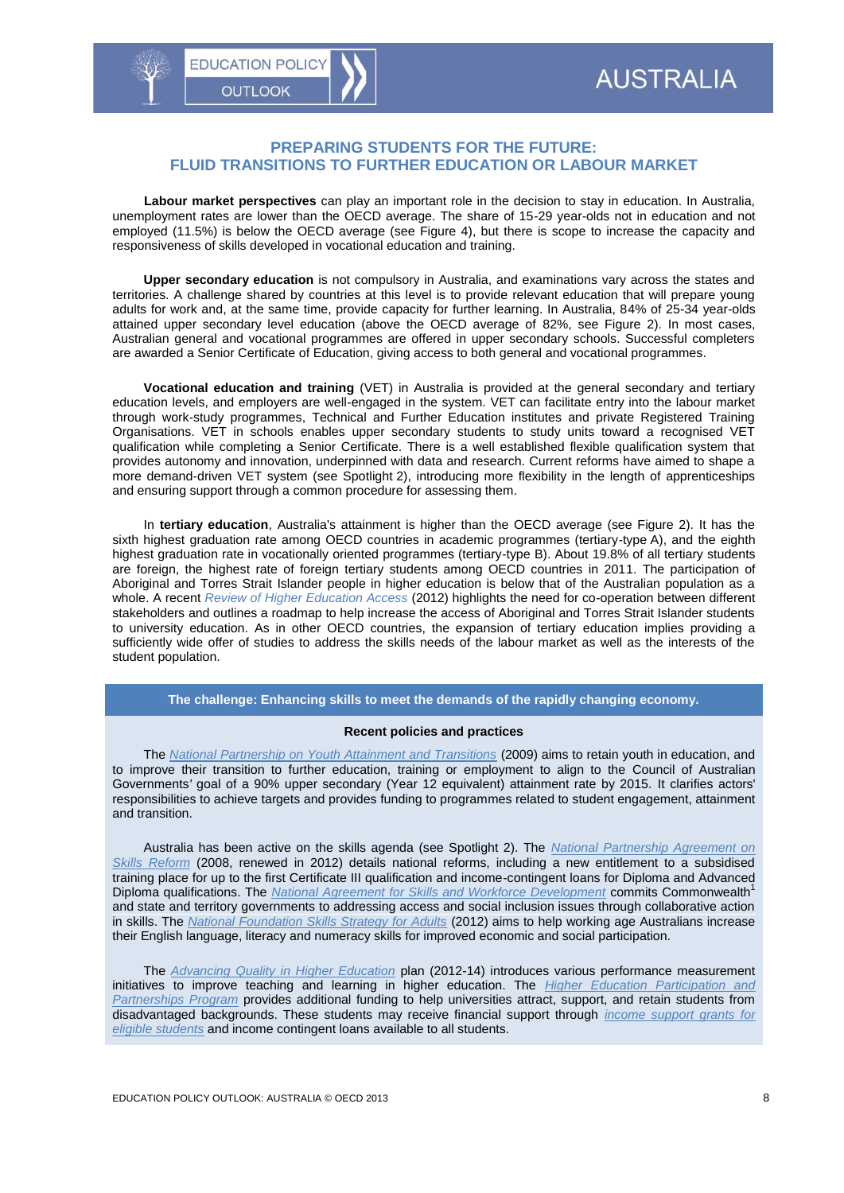## PREPARING STUDENTS FOR THE FUTURE: FLUID TRANSITIONS TO FURTHER EDUCATION OR LABOUR MARKET

**Labour market perspectives** can play an important role in the decision to stay in education. In Australia, unemployment rates are lower than the OECD average. The share of 15-29 year-olds not in education and not employed (11.5%) is below the OECD average (see Figure 4), but there is scope to increase the capacity and responsiveness of skills developed in vocational education and training.

**Upper secondary education** is not compulsory in Australia, and examinations vary across the states and territories. A challenge shared by countries at this level is to provide relevant education that will prepare young adults for work and, at the same time, provide capacity for further learning. In Australia, 84% of 25-34 year-olds attained upper secondary level education (above the OECD average of 82%, see Figure 2). In most cases, Australian general and vocational programmes are offered in upper secondary schools. Successful completers are awarded a Senior Certificate of Education, giving access to both general and vocational programmes.

**Vocational education and training** (VET) in Australia is provided at the general secondary and tertiary education levels, and employers are well-engaged in the system. VET can facilitate entry into the labour market through work-study programmes, Technical and Further Education institutes and private Registered Training Organisations. VET in schools enables upper secondary students to study units toward a recognised VET qualification while completing a Senior Certificate. There is a well established flexible qualification system that provides autonomy and innovation, underpinned with data and research. Current reforms have aimed to shape a more demand-driven VET system (see Spotlight 2), introducing more flexibility in the length of apprenticeships and ensuring support through a common procedure for assessing them.

In **tertiary education**, Australia's attainment is higher than the OECD average (see Figure 2). It has the sixth highest graduation rate among OECD countries in academic programmes (tertiary-type A), and the eighth highest graduation rate in vocationally oriented programmes (tertiary-type B). About 19.8% of all tertiary students are foreign, the highest rate of foreign tertiary students among OECD countries in 2011. The participation of Aboriginal and Torres Strait Islander people in higher education is below that of the Australian population as a whole. A recent *Review of Higher Education Access* (2012) highlights the need for co-operation between different stakeholders and outlines a roadmap to help increase the access of Aboriginal and Torres Strait Islander students to university education. As in other OECD countries, the expansion of tertiary education implies providing a sufficiently wide offer of studies to address the skills needs of the labour market as well as the interests of the student population.

### The challenge: Enhancing skills to meet the demands of the rapidly changing economy.

**Recent policies and practices**

The *National Partnership on Youth Attainment and Transitions* (2009) aims to retain youth in education, and to improve their transition to further education, training or employment to align to the Council of Australian Governments' goal of a 90% upper secondary (Year 12 equivalent) attainment rate by 2015. It clarifies actors' responsibilities to achieve targets and provides funding to programmes related to student engagement, attainment and transition.

Australia has been active on the skills agenda (see Spotlight 2). The *National Partnership Agreement on Skills Reform* (2008, renewed in 2012) details national reforms, including a new entitlement to a subsidised training place for up to the first Certificate III qualification and income-contingent loans for Diploma and Advanced Diploma qualifications. The *National Agreement for Skills and Workforce Development* commits Commonwealth[1] and state and territory governments to addressing access and social inclusion issues through collaborative action in skills. The *National Foundation Skills Strategy for Adults* (2012) aims to help working age Australians increase their English language, literacy and numeracy skills for improved economic and social participation.

The *Advancing Quality in Higher Education* plan (2012-14) introduces various performance measurement initiatives to improve teaching and learning in higher education. The *Higher Education Participation and Partnerships Program* provides additional funding to help universities attract, support, and retain students from disadvantaged backgrounds. These students may receive financial support through *income support grants for eligible students* and income contingent loans available to all students.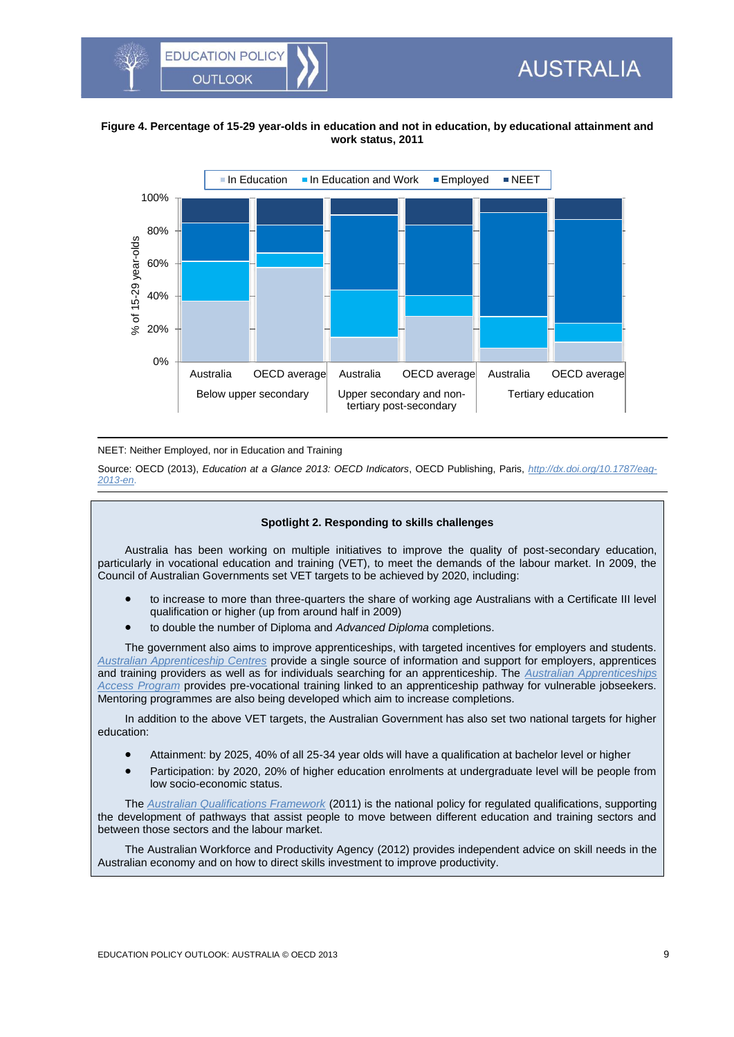**Figure 4. Percentage of 15-29 year-olds in education and not in education, by educational attainment and work status, 2011**

In Education
In Education and Work
Employed
NEET

100%
80%
60%
40%
20%
0%

% of 15-29 year-olds

Australia
OECD average
Below upper secondary

Australia
OECD average
Upper secondary and non-tertiary post-secondary

Australia
OECD average
Tertiary education

NEET: Neither Employed, nor in Education and Training

Source: OECD (2013), *Education at a Glance 2013: OECD Indicators*, OECD Publishing, Paris, http://dx.doi.org/10.1787/eag-2013-en.

### Spotlight 2. Responding to skills challenges

Australia has been working on multiple initiatives to improve the quality of post-secondary education, particularly in vocational education and training (VET), to meet the demands of the labour market. In 2009, the Council of Australian Governments set VET targets to be achieved by 2020, including:

- to increase to more than three-quarters the share of working age Australians with a Certificate III level qualification or higher (up from around half in 2009)
- to double the number of Diploma and *Advanced Diploma* completions.

The government also aims to improve apprenticeships, with targeted incentives for employers and students. Australian Apprenticeship Centres provide a single source of information and support for employers, apprentices and training providers as well as for individuals searching for an apprenticeship. The Australian Apprenticeships Access Program provides pre-vocational training linked to an apprenticeship pathway for vulnerable jobseekers. Mentoring programmes are also being developed which aim to increase completions.

In addition to the above VET targets, the Australian Government has also set two national targets for higher education:

- Attainment: by 2025, 40% of all 25-34 year olds will have a qualification at bachelor level or higher
- Participation: by 2020, 20% of higher education enrolments at undergraduate level will be people from low socio-economic status.

The Australian Qualifications Framework (2011) is the national policy for regulated qualifications, supporting the development of pathways that assist people to move between different education and training sectors and between those sectors and the labour market.

The Australian Workforce and Productivity Agency (2012) provides independent advice on skill needs in the Australian economy and on how to direct skills investment to improve productivity.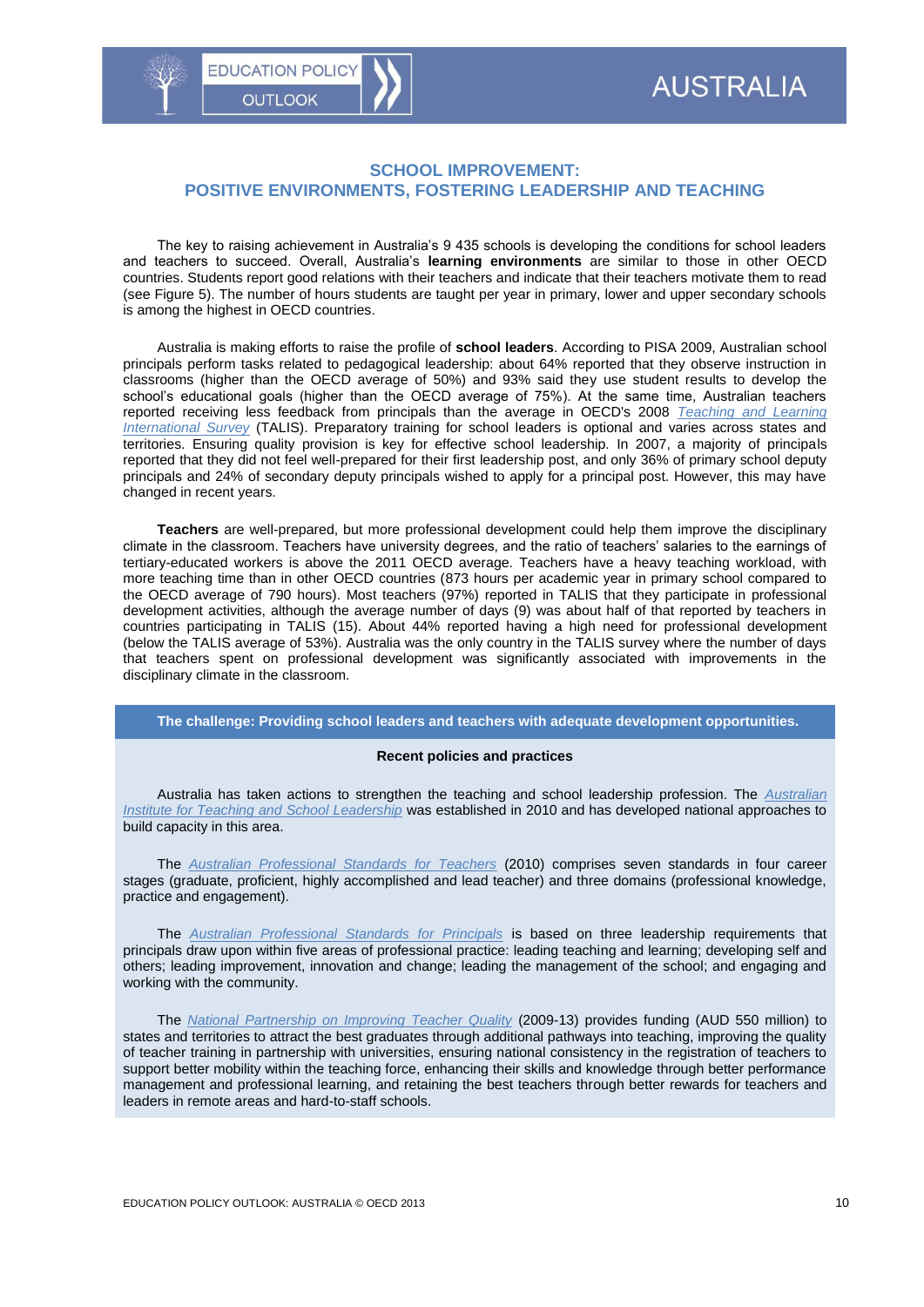## SCHOOL IMPROVEMENT: POSITIVE ENVIRONMENTS, FOSTERING LEADERSHIP AND TEACHING

The key to raising achievement in Australia's 9 435 schools is developing the conditions for school leaders and teachers to succeed. Overall, Australia's **learning environments** are similar to those in other OECD countries. Students report good relations with their teachers and indicate that their teachers motivate them to read (see Figure 5). The number of hours students are taught per year in primary, lower and upper secondary schools is among the highest in OECD countries.

Australia is making efforts to raise the profile of **school leaders**. According to PISA 2009, Australian school principals perform tasks related to pedagogical leadership: about 64% reported that they observe instruction in classrooms (higher than the OECD average of 50%) and 93% said they use student results to develop the school's educational goals (higher than the OECD average of 75%). At the same time, Australian teachers reported receiving less feedback from principals than the average in OECD's 2008 *Teaching and Learning International Survey* (TALIS). Preparatory training for school leaders is optional and varies across states and territories. Ensuring quality provision is key for effective school leadership. In 2007, a majority of principals reported that they did not feel well-prepared for their first leadership post, and only 36% of primary school deputy principals and 24% of secondary deputy principals wished to apply for a principal post. However, this may have changed in recent years.

**Teachers** are well-prepared, but more professional development could help them improve the disciplinary climate in the classroom. Teachers have university degrees, and the ratio of teachers' salaries to the earnings of tertiary-educated workers is above the 2011 OECD average. Teachers have a heavy teaching workload, with more teaching time than in other OECD countries (873 hours per academic year in primary school compared to the OECD average of 790 hours). Most teachers (97%) reported in TALIS that they participate in professional development activities, although the average number of days (9) was about half of that reported by teachers in countries participating in TALIS (15). About 44% reported having a high need for professional development (below the TALIS average of 53%). Australia was the only country in the TALIS survey where the number of days that teachers spent on professional development was significantly associated with improvements in the disciplinary climate in the classroom.

**The challenge: Providing school leaders and teachers with adequate development opportunities.**

**Recent policies and practices**

Australia has taken actions to strengthen the teaching and school leadership profession. The *Australian Institute for Teaching and School Leadership* was established in 2010 and has developed national approaches to build capacity in this area.

The *Australian Professional Standards for Teachers* (2010) comprises seven standards in four career stages (graduate, proficient, highly accomplished and lead teacher) and three domains (professional knowledge, practice and engagement).

The *Australian Professional Standards for Principals* is based on three leadership requirements that principals draw upon within five areas of professional practice: leading teaching and learning; developing self and others; leading improvement, innovation and change; leading the management of the school; and engaging and working with the community.

The *National Partnership on Improving Teacher Quality* (2009-13) provides funding (AUD 550 million) to states and territories to attract the best graduates through additional pathways into teaching, improving the quality of teacher training in partnership with universities, ensuring national consistency in the registration of teachers to support better mobility within the teaching force, enhancing their skills and knowledge through better performance management and professional learning, and retaining the best teachers through better rewards for teachers and leaders in remote areas and hard-to-staff schools.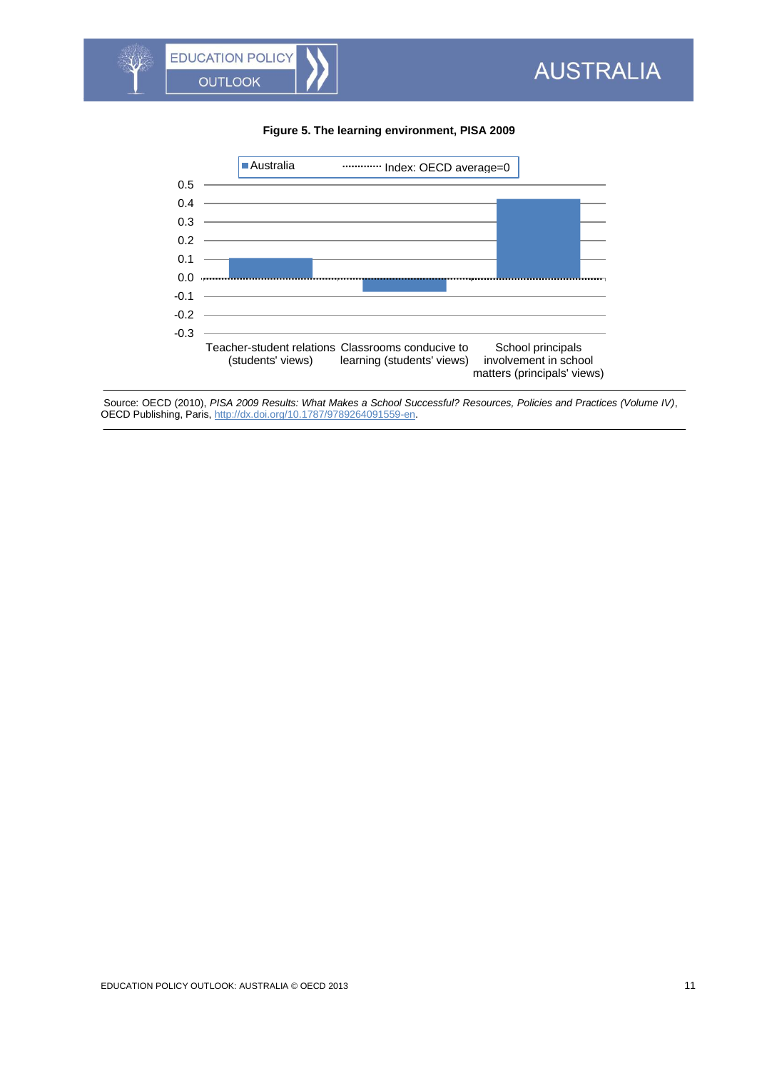**Figure 5. The learning environment, PISA 2009**

Australia

Index: OECD average=0

0.5
0.4
0.3
0.2
0.1
0.0
-0.1
-0.2
-0.3

Teacher-student relations (students' views)

Classrooms conducive to learning (students' views)

School principals involvement in school matters (principals' views)

Source: OECD (2010), *PISA 2009 Results: What Makes a School Successful? Resources, Policies and Practices (Volume IV)*, OECD Publishing, Paris, http://dx.doi.org/10.1787/9789264091559-en.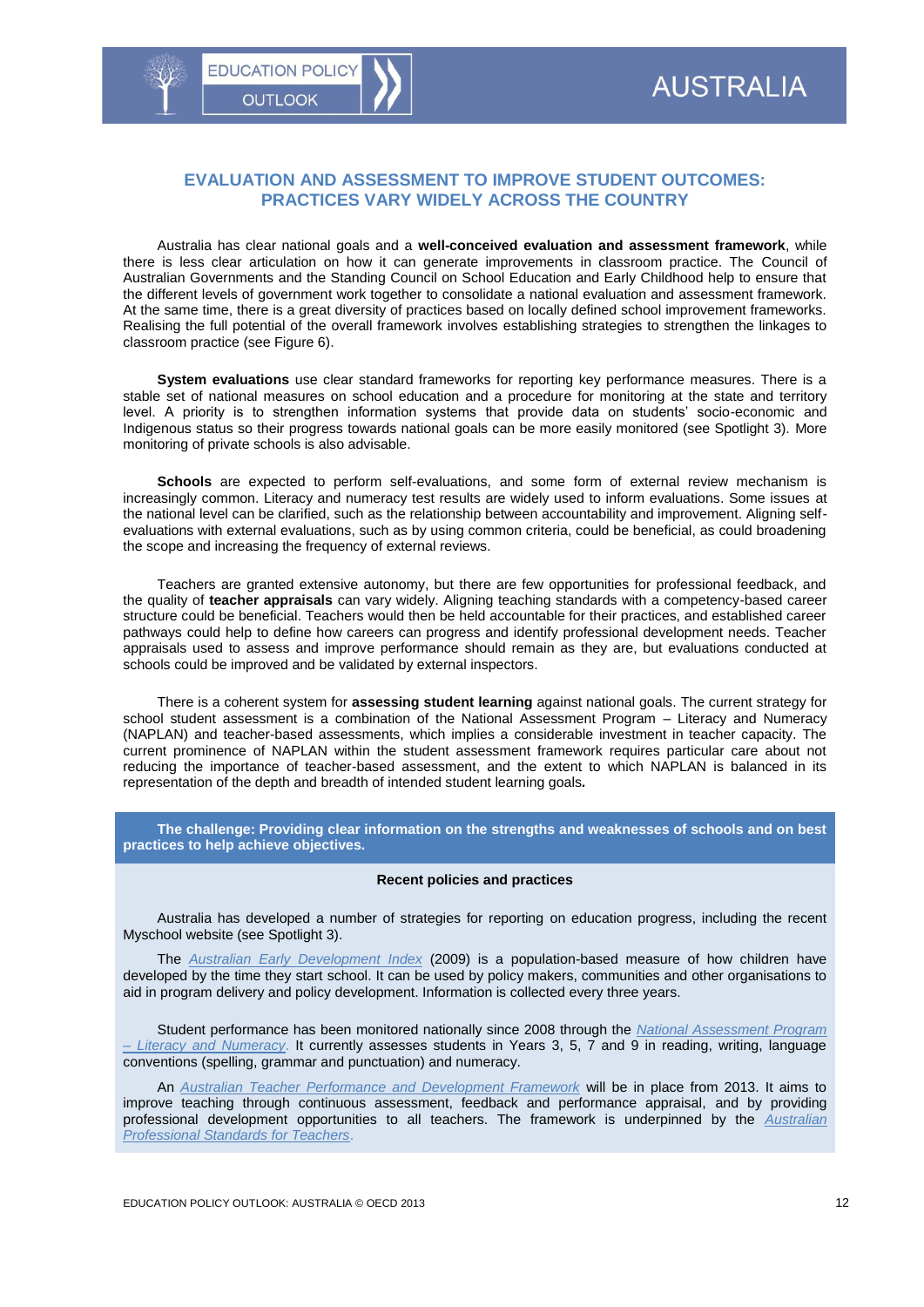## EVALUATION AND ASSESSMENT TO IMPROVE STUDENT OUTCOMES: PRACTICES VARY WIDELY ACROSS THE COUNTRY

Australia has clear national goals and a **well-conceived evaluation and assessment framework**, while there is less clear articulation on how it can generate improvements in classroom practice. The Council of Australian Governments and the Standing Council on School Education and Early Childhood help to ensure that the different levels of government work together to consolidate a national evaluation and assessment framework. At the same time, there is a great diversity of practices based on locally defined school improvement frameworks. Realising the full potential of the overall framework involves establishing strategies to strengthen the linkages to classroom practice (see Figure 6).

**System evaluations** use clear standard frameworks for reporting key performance measures. There is a stable set of national measures on school education and a procedure for monitoring at the state and territory level. A priority is to strengthen information systems that provide data on students' socio-economic and Indigenous status so their progress towards national goals can be more easily monitored (see Spotlight 3). More monitoring of private schools is also advisable.

**Schools** are expected to perform self-evaluations, and some form of external review mechanism is increasingly common. Literacy and numeracy test results are widely used to inform evaluations. Some issues at the national level can be clarified, such as the relationship between accountability and improvement. Aligning self-evaluations with external evaluations, such as by using common criteria, could be beneficial, as could broadening the scope and increasing the frequency of external reviews.

Teachers are granted extensive autonomy, but there are few opportunities for professional feedback, and the quality of **teacher appraisals** can vary widely. Aligning teaching standards with a competency-based career structure could be beneficial. Teachers would then be held accountable for their practices, and established career pathways could help to define how careers can progress and identify professional development needs. Teacher appraisals used to assess and improve performance should remain as they are, but evaluations conducted at schools could be improved and be validated by external inspectors.

There is a coherent system for **assessing student learning** against national goals. The current strategy for school student assessment is a combination of the National Assessment Program – Literacy and Numeracy (NAPLAN) and teacher-based assessments, which implies a considerable investment in teacher capacity. The current prominence of NAPLAN within the student assessment framework requires particular care about not reducing the importance of teacher-based assessment, and the extent to which NAPLAN is balanced in its representation of the depth and breadth of intended student learning goals**.**

**The challenge: Providing clear information on the strengths and weaknesses of schools and on best practices to help achieve objectives.**

**Recent policies and practices**

Australia has developed a number of strategies for reporting on education progress, including the recent Myschool website (see Spotlight 3).

The *Australian Early Development Index* (2009) is a population-based measure of how children have developed by the time they start school. It can be used by policy makers, communities and other organisations to aid in program delivery and policy development. Information is collected every three years.

Student performance has been monitored nationally since 2008 through the *National Assessment Program – Literacy and Numeracy*. It currently assesses students in Years 3, 5, 7 and 9 in reading, writing, language conventions (spelling, grammar and punctuation) and numeracy.

An *Australian Teacher Performance and Development Framework* will be in place from 2013. It aims to improve teaching through continuous assessment, feedback and performance appraisal, and by providing professional development opportunities to all teachers. The framework is underpinned by the *Australian Professional Standards for Teachers*.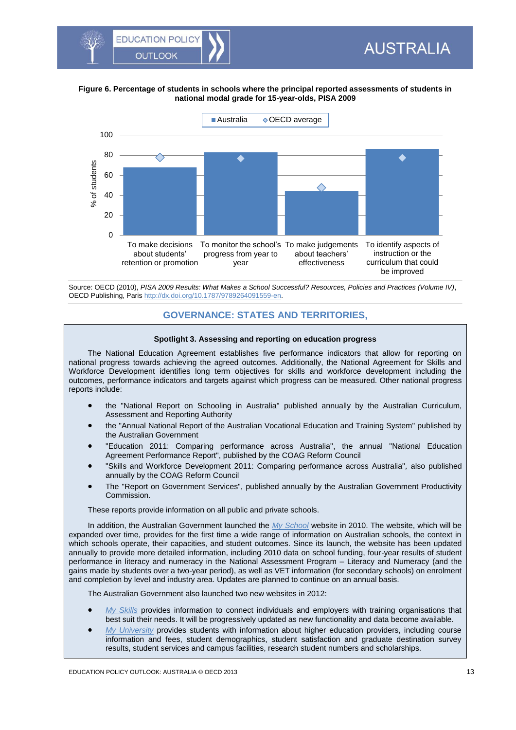**Figure 6. Percentage of students in schools where the principal reported assessments of students in national modal grade for 15-year-olds, PISA 2009**

Australia
OECD average

100
80
60
40
20
0

% of students

To make decisions about students' retention or promotion
To monitor the school's progress from year to year
To make judgements about teachers' effectiveness
To identify aspects of instruction or the curriculum that could be improved

Source: OECD (2010), *PISA 2009 Results: What Makes a School Successful? Resources, Policies and Practices (Volume IV)*, OECD Publishing, Paris http://dx.doi.org/10.1787/9789264091559-en.

## GOVERNANCE: STATES AND TERRITORIES,

**Spotlight 3. Assessing and reporting on education progress**

The National Education Agreement establishes five performance indicators that allow for reporting on national progress towards achieving the agreed outcomes. Additionally, the National Agreement for Skills and Workforce Development identifies long term objectives for skills and workforce development including the outcomes, performance indicators and targets against which progress can be measured. Other national progress reports include:

- the "National Report on Schooling in Australia" published annually by the Australian Curriculum, Assessment and Reporting Authority
- the "Annual National Report of the Australian Vocational Education and Training System" published by the Australian Government
- "Education 2011: Comparing performance across Australia", the annual "National Education Agreement Performance Report", published by the COAG Reform Council
- "Skills and Workforce Development 2011: Comparing performance across Australia", also published annually by the COAG Reform Council
- The "Report on Government Services", published annually by the Australian Government Productivity Commission.

These reports provide information on all public and private schools.

In addition, the Australian Government launched the *My School* website in 2010. The website, which will be expanded over time, provides for the first time a wide range of information on Australian schools, the context in which schools operate, their capacities, and student outcomes. Since its launch, the website has been updated annually to provide more detailed information, including 2010 data on school funding, four-year results of student performance in literacy and numeracy in the National Assessment Program – Literacy and Numeracy (and the gains made by students over a two-year period), as well as VET information (for secondary schools) on enrolment and completion by level and industry area. Updates are planned to continue on an annual basis.

The Australian Government also launched two new websites in 2012:

- *My Skills* provides information to connect individuals and employers with training organisations that best suit their needs. It will be progressively updated as new functionality and data become available.
- *My University* provides students with information about higher education providers, including course information and fees, student demographics, student satisfaction and graduate destination survey results, student services and campus facilities, research student numbers and scholarships.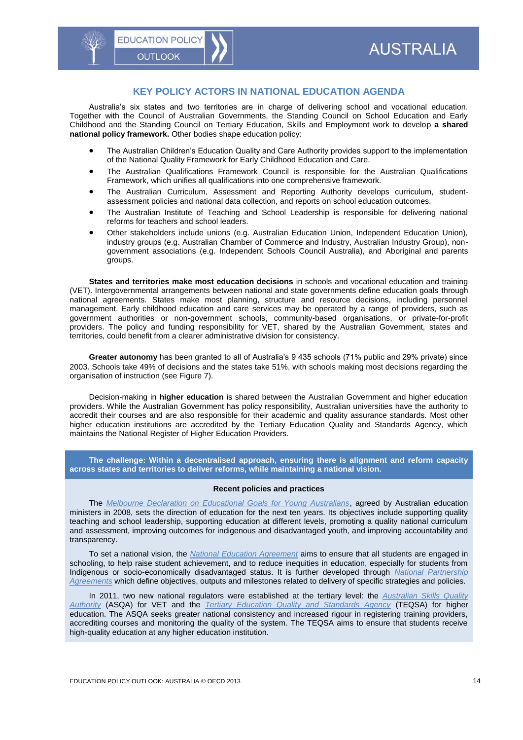## KEY POLICY ACTORS IN NATIONAL EDUCATION AGENDA

Australia's six states and two territories are in charge of delivering school and vocational education. Together with the Council of Australian Governments, the Standing Council on School Education and Early Childhood and the Standing Council on Tertiary Education, Skills and Employment work to develop **a shared national policy framework.** Other bodies shape education policy:

- The Australian Children's Education Quality and Care Authority provides support to the implementation of the National Quality Framework for Early Childhood Education and Care.
- The Australian Qualifications Framework Council is responsible for the Australian Qualifications Framework, which unifies all qualifications into one comprehensive framework.
- The Australian Curriculum, Assessment and Reporting Authority develops curriculum, student-assessment policies and national data collection, and reports on school education outcomes.
- The Australian Institute of Teaching and School Leadership is responsible for delivering national reforms for teachers and school leaders.
- Other stakeholders include unions (e.g. Australian Education Union, Independent Education Union), industry groups (e.g. Australian Chamber of Commerce and Industry, Australian Industry Group), non-government associations (e.g. Independent Schools Council Australia), and Aboriginal and parents groups.

**States and territories make most education decisions** in schools and vocational education and training (VET). Intergovernmental arrangements between national and state governments define education goals through national agreements. States make most planning, structure and resource decisions, including personnel management. Early childhood education and care services may be operated by a range of providers, such as government authorities or non-government schools, community-based organisations, or private-for-profit providers. The policy and funding responsibility for VET, shared by the Australian Government, states and territories, could benefit from a clearer administrative division for consistency.

**Greater autonomy** has been granted to all of Australia's 9 435 schools (71% public and 29% private) since 2003. Schools take 49% of decisions and the states take 51%, with schools making most decisions regarding the organisation of instruction (see Figure 7).

Decision-making in **higher education** is shared between the Australian Government and higher education providers. While the Australian Government has policy responsibility, Australian universities have the authority to accredit their courses and are also responsible for their academic and quality assurance standards. Most other higher education institutions are accredited by the Tertiary Education Quality and Standards Agency, which maintains the National Register of Higher Education Providers.

**The challenge: Within a decentralised approach, ensuring there is alignment and reform capacity across states and territories to deliver reforms, while maintaining a national vision.**

**Recent policies and practices**

The *Melbourne Declaration on Educational Goals for Young Australians*, agreed by Australian education ministers in 2008, sets the direction of education for the next ten years. Its objectives include supporting quality teaching and school leadership, supporting education at different levels, promoting a quality national curriculum and assessment, improving outcomes for indigenous and disadvantaged youth, and improving accountability and transparency.

To set a national vision, the *National Education Agreement* aims to ensure that all students are engaged in schooling, to help raise student achievement, and to reduce inequities in education, especially for students from Indigenous or socio-economically disadvantaged status. It is further developed through *National Partnership Agreements* which define objectives, outputs and milestones related to delivery of specific strategies and policies.

In 2011, two new national regulators were established at the tertiary level: the *Australian Skills Quality Authority* (ASQA) for VET and the *Tertiary Education Quality and Standards Agency* (TEQSA) for higher education. The ASQA seeks greater national consistency and increased rigour in registering training providers, accrediting courses and monitoring the quality of the system. The TEQSA aims to ensure that students receive high-quality education at any higher education institution.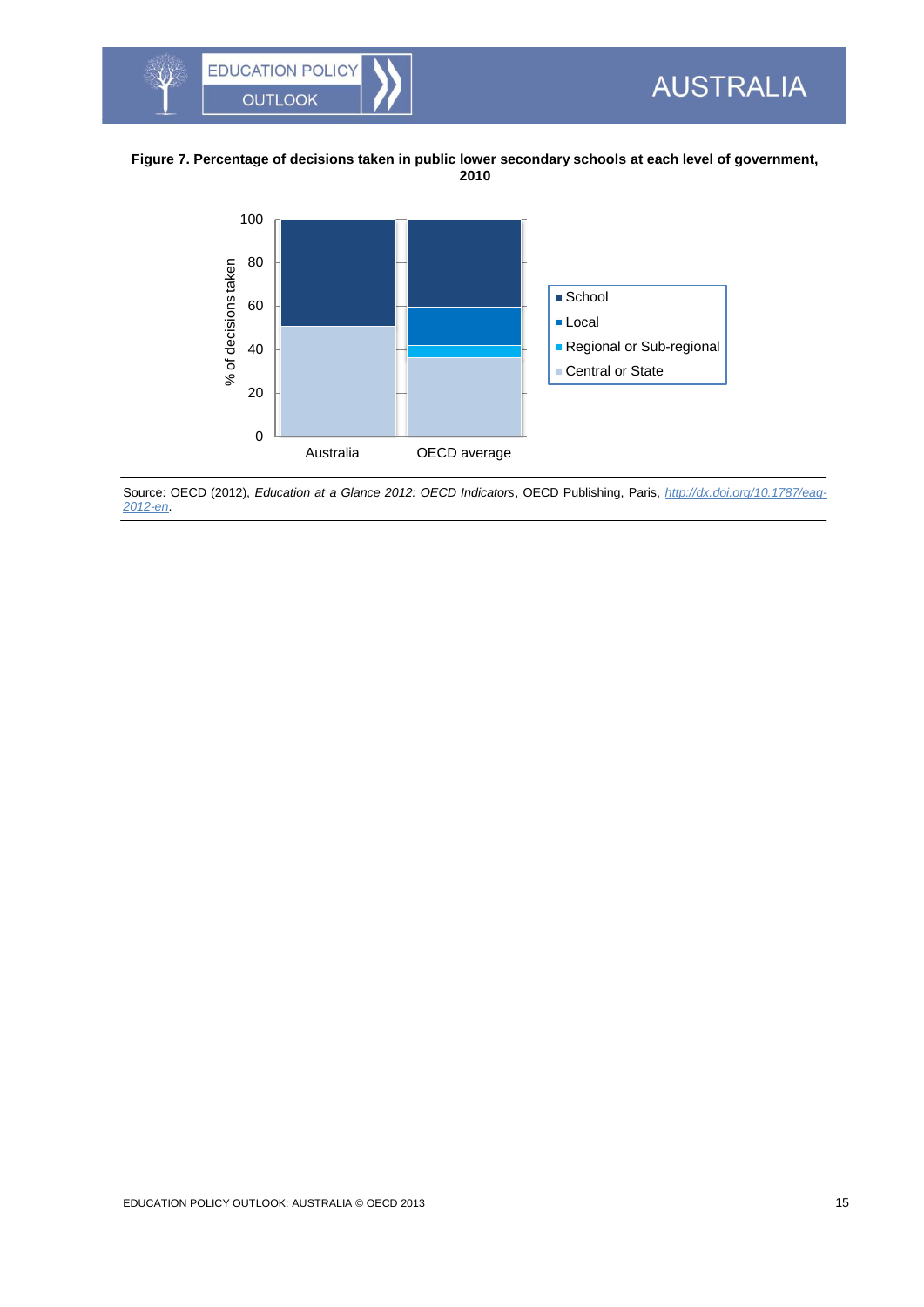**Figure 7. Percentage of decisions taken in public lower secondary schools at each level of government, 2010**

100
80
60
40
20
0

% of decisions taken

Australia
OECD average

School
Local
Regional or Sub-regional
Central or State

Source: OECD (2012), *Education at a Glance 2012: OECD Indicators*, OECD Publishing, Paris, *http://dx.doi.org/10.1787/eag-2012-en*.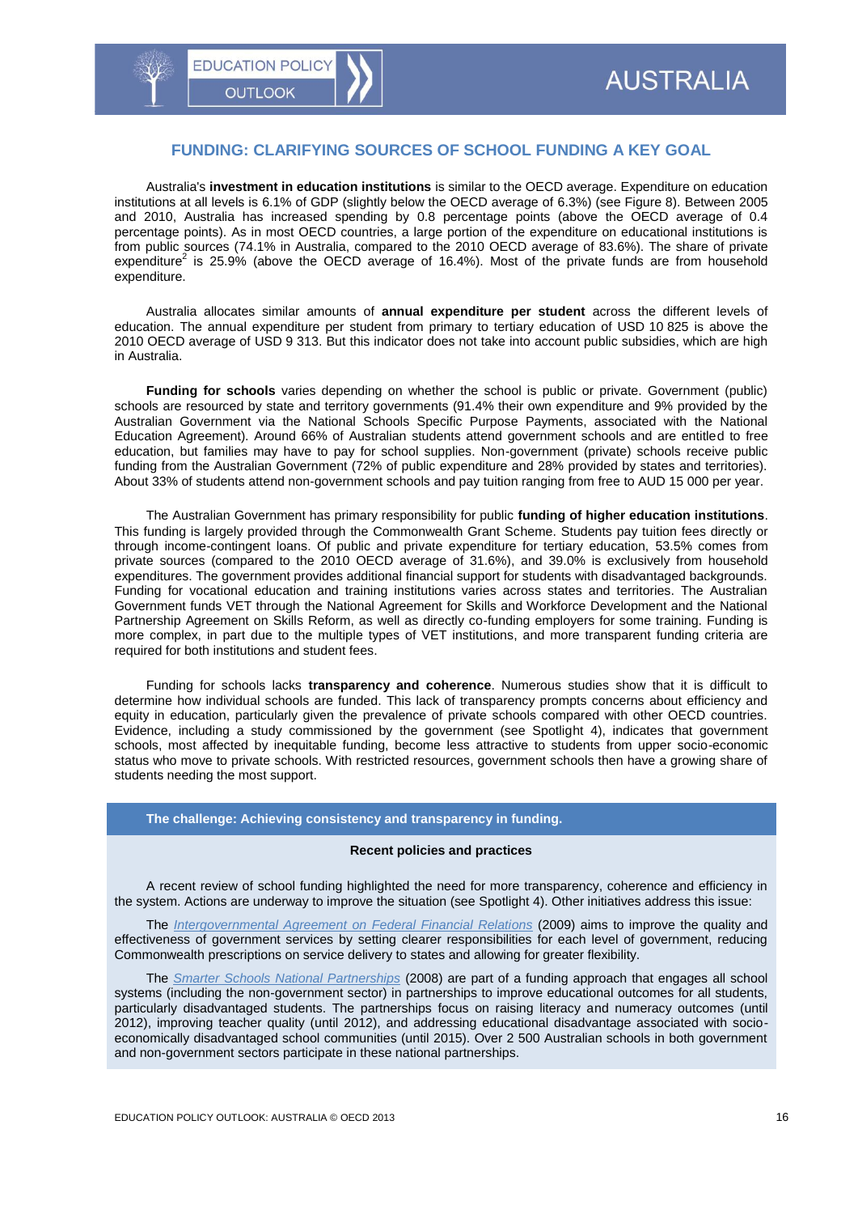## FUNDING: CLARIFYING SOURCES OF SCHOOL FUNDING A KEY GOAL

Australia's **investment in education institutions** is similar to the OECD average. Expenditure on education institutions at all levels is 6.1% of GDP (slightly below the OECD average of 6.3%) (see Figure 8). Between 2005 and 2010, Australia has increased spending by 0.8 percentage points (above the OECD average of 0.4 percentage points). As in most OECD countries, a large portion of the expenditure on educational institutions is from public sources (74.1% in Australia, compared to the 2010 OECD average of 83.6%). The share of private expenditure[2] is 25.9% (above the OECD average of 16.4%). Most of the private funds are from household expenditure.

Australia allocates similar amounts of **annual expenditure per student** across the different levels of education. The annual expenditure per student from primary to tertiary education of USD 10 825 is above the 2010 OECD average of USD 9 313. But this indicator does not take into account public subsidies, which are high in Australia.

**Funding for schools** varies depending on whether the school is public or private. Government (public) schools are resourced by state and territory governments (91.4% their own expenditure and 9% provided by the Australian Government via the National Schools Specific Purpose Payments, associated with the National Education Agreement). Around 66% of Australian students attend government schools and are entitled to free education, but families may have to pay for school supplies. Non-government (private) schools receive public funding from the Australian Government (72% of public expenditure and 28% provided by states and territories). About 33% of students attend non-government schools and pay tuition ranging from free to AUD 15 000 per year.

The Australian Government has primary responsibility for public **funding of higher education institutions**. This funding is largely provided through the Commonwealth Grant Scheme. Students pay tuition fees directly or through income-contingent loans. Of public and private expenditure for tertiary education, 53.5% comes from private sources (compared to the 2010 OECD average of 31.6%), and 39.0% is exclusively from household expenditures. The government provides additional financial support for students with disadvantaged backgrounds. Funding for vocational education and training institutions varies across states and territories. The Australian Government funds VET through the National Agreement for Skills and Workforce Development and the National Partnership Agreement on Skills Reform, as well as directly co-funding employers for some training. Funding is more complex, in part due to the multiple types of VET institutions, and more transparent funding criteria are required for both institutions and student fees.

Funding for schools lacks **transparency and coherence**. Numerous studies show that it is difficult to determine how individual schools are funded. This lack of transparency prompts concerns about efficiency and equity in education, particularly given the prevalence of private schools compared with other OECD countries. Evidence, including a study commissioned by the government (see Spotlight 4), indicates that government schools, most affected by inequitable funding, become less attractive to students from upper socio-economic status who move to private schools. With restricted resources, government schools then have a growing share of students needing the most support.

**The challenge: Achieving consistency and transparency in funding.**

**Recent policies and practices**

A recent review of school funding highlighted the need for more transparency, coherence and efficiency in the system. Actions are underway to improve the situation (see Spotlight 4). Other initiatives address this issue:

The *Intergovernmental Agreement on Federal Financial Relations* (2009) aims to improve the quality and effectiveness of government services by setting clearer responsibilities for each level of government, reducing Commonwealth prescriptions on service delivery to states and allowing for greater flexibility.

The *Smarter Schools National Partnerships* (2008) are part of a funding approach that engages all school systems (including the non-government sector) in partnerships to improve educational outcomes for all students, particularly disadvantaged students. The partnerships focus on raising literacy and numeracy outcomes (until 2012), improving teacher quality (until 2012), and addressing educational disadvantage associated with socio-economically disadvantaged school communities (until 2015). Over 2 500 Australian schools in both government and non-government sectors participate in these national partnerships.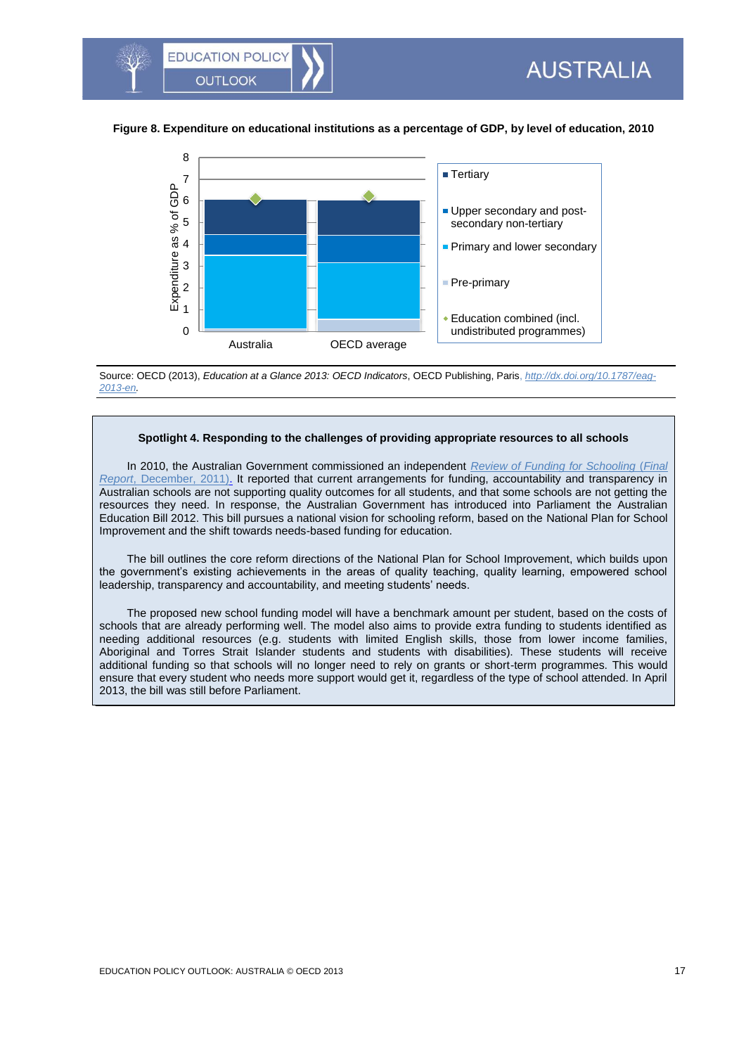**Figure 8. Expenditure on educational institutions as a percentage of GDP, by level of education, 2010**

Expenditure as % of GDP

0
1
2
3
4
5
6
7
8

Australia
OECD average

Tertiary
Upper secondary and post-secondary non-tertiary
Primary and lower secondary
Pre-primary
Education combined (incl. undistributed programmes)

Source: OECD (2013), *Education at a Glance 2013: OECD Indicators*, OECD Publishing, Paris, *http://dx.doi.org/10.1787/eag-2013-en*.

---

**Spotlight 4. Responding to the challenges of providing appropriate resources to all schools**

In 2010, the Australian Government commissioned an independent *Review of Funding for Schooling* (*Final Report*, December, 2011). It reported that current arrangements for funding, accountability and transparency in Australian schools are not supporting quality outcomes for all students, and that some schools are not getting the resources they need. In response, the Australian Government has introduced into Parliament the Australian Education Bill 2012. This bill pursues a national vision for schooling reform, based on the National Plan for School Improvement and the shift towards needs-based funding for education.

The bill outlines the core reform directions of the National Plan for School Improvement, which builds upon the government's existing achievements in the areas of quality teaching, quality learning, empowered school leadership, transparency and accountability, and meeting students' needs.

The proposed new school funding model will have a benchmark amount per student, based on the costs of schools that are already performing well. The model also aims to provide extra funding to students identified as needing additional resources (e.g. students with limited English skills, those from lower income families, Aboriginal and Torres Strait Islander students and students with disabilities). These students will receive additional funding so that schools will no longer need to rely on grants or short-term programmes. This would ensure that every student who needs more support would get it, regardless of the type of school attended. In April 2013, the bill was still before Parliament.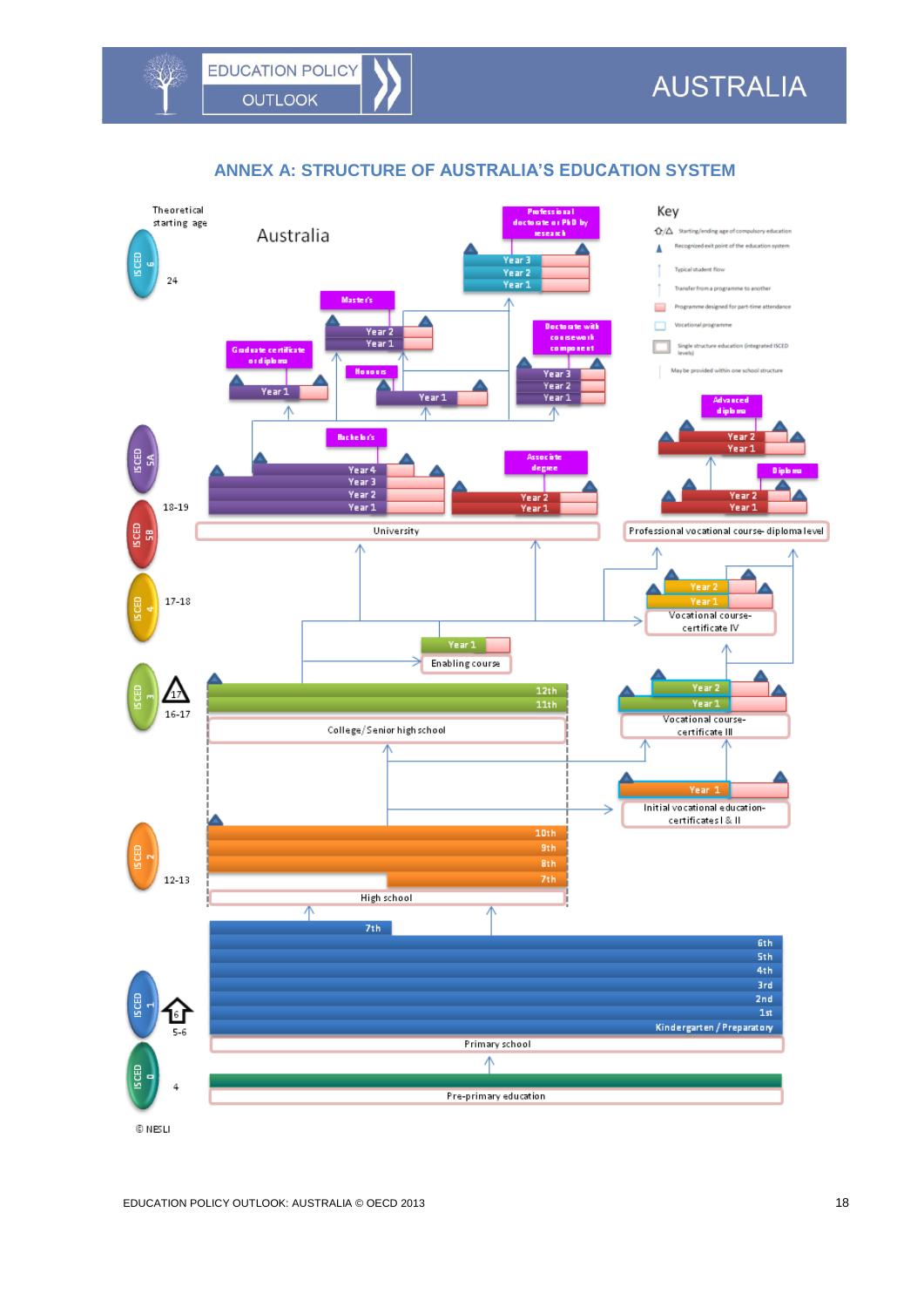## ANNEX A: STRUCTURE OF AUSTRALIA'S EDUCATION SYSTEM

Theoretical starting age

Australia

Key
Starting/ending age of compulsory education
Recognized exit point of the education system
Typical student flow
Transfer from a programme to another
Programme designed for part-time attendance
Vocational programme
Single structure education (integrated ISCED levels)
May be provided within one school structure

ISCED 6 — 24
Professional doctorate or PhD by research: Year 3, Year 2, Year 1
Master's: Year 2, Year 1
Graduate certificate or diploma: Year 1
Honours: Year 1
Doctorate with coursework component: Year 3, Year 2, Year 1

ISCED 5A
Bachelor's: Year 4, Year 3, Year 2, Year 1
Associate degree: Year 2, Year 1
University
Advanced diploma: Year 2, Year 1
Diploma: Year 2, Year 1
Professional vocational course- diploma level

ISCED 5B — 18-19

ISCED 4 — 17-18
Vocational course- certificate IV: Year 2, Year 1
Enabling course: Year 1

ISCED 3 — 16-17 (17)
College/Senior high school: 12th, 11th
Vocational course- certificate III: Year 2, Year 1
Initial vocational education- certificates I & II: Year 1

ISCED 2 — 12-13
High school: 10th, 9th, 8th, 7th

ISCED 1 — 5-6 (6)
Primary school: 7th, 6th, 5th, 4th, 3rd, 2nd, 1st, Kindergarten / Preparatory

ISCED 0 — 4
Pre-primary education

© NESLI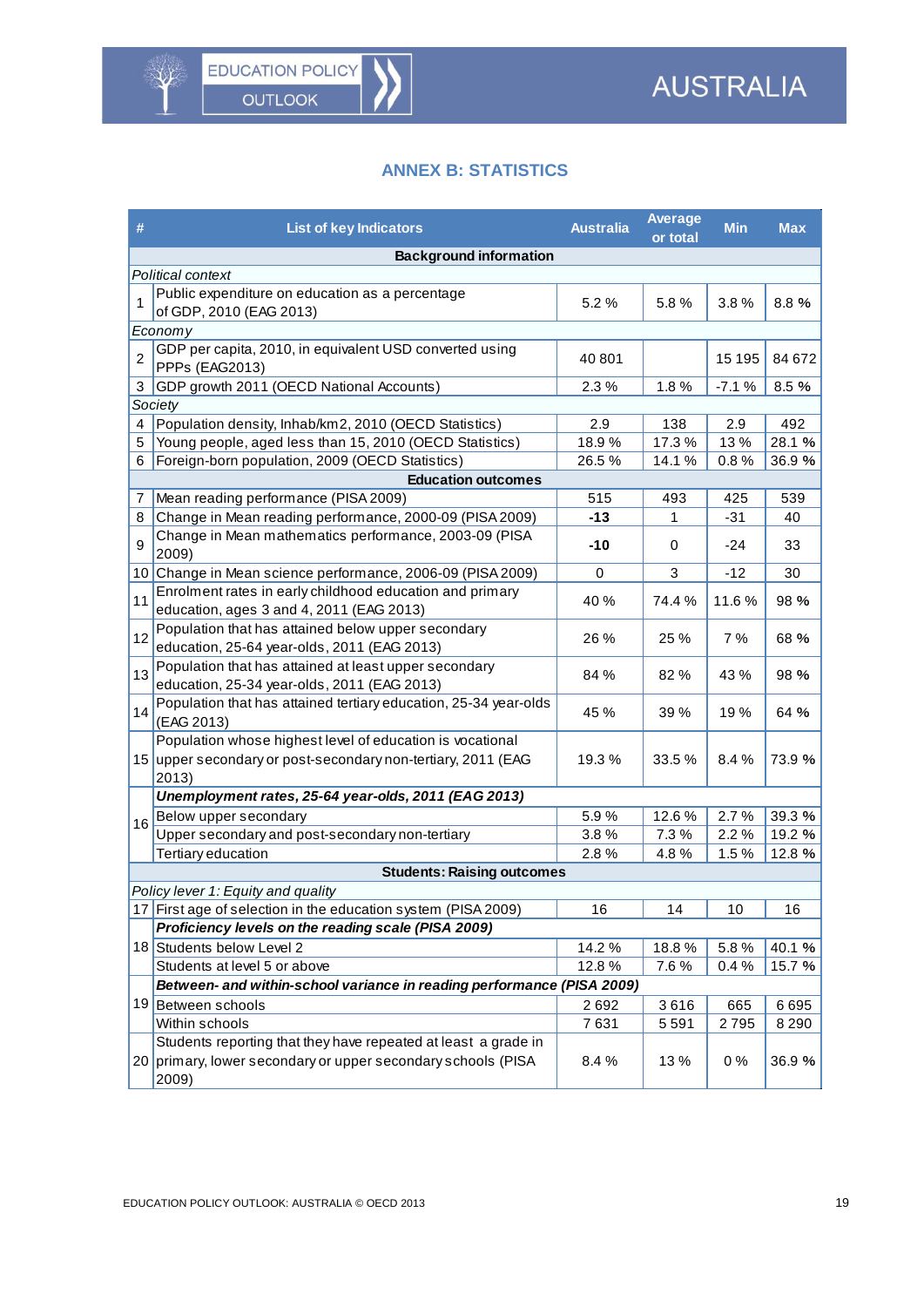## ANNEX B: STATISTICS

| # | List of key Indicators | Australia | Average or total | Min | Max |
|---|---|---|---|---|---|
| | **Background information** | | | | |
| | *Political context* | | | | |
| 1 | Public expenditure on education as a percentage of GDP, 2010 (EAG 2013) | 5.2 % | 5.8 % | 3.8 % | 8.8 % |
| | *Economy* | | | | |
| 2 | GDP per capita, 2010, in equivalent USD converted using PPPs (EAG2013) | 40 801 | | 15 195 | 84 672 |
| 3 | GDP growth 2011 (OECD National Accounts) | 2.3 % | 1.8 % | -7.1 % | 8.5 % |
| | *Society* | | | | |
| 4 | Population density, Inhab/km2, 2010 (OECD Statistics) | 2.9 | 138 | 2.9 | 492 |
| 5 | Young people, aged less than 15, 2010 (OECD Statistics) | 18.9 % | 17.3 % | 13 % | 28.1 % |
| 6 | Foreign-born population, 2009 (OECD Statistics) | 26.5 % | 14.1 % | 0.8 % | 36.9 % |
| | **Education outcomes** | | | | |
| 7 | Mean reading performance (PISA 2009) | 515 | 493 | 425 | 539 |
| 8 | Change in Mean reading performance, 2000-09 (PISA 2009) | **-13** | 1 | -31 | 40 |
| 9 | Change in Mean mathematics performance, 2003-09 (PISA 2009) | **-10** | 0 | -24 | 33 |
| 10 | Change in Mean science performance, 2006-09 (PISA 2009) | 0 | 3 | -12 | 30 |
| 11 | Enrolment rates in early childhood education and primary education, ages 3 and 4, 2011 (EAG 2013) | 40 % | 74.4 % | 11.6 % | 98 % |
| 12 | Population that has attained below upper secondary education, 25-64 year-olds, 2011 (EAG 2013) | 26 % | 25 % | 7 % | 68 % |
| 13 | Population that has attained at least upper secondary education, 25-34 year-olds, 2011 (EAG 2013) | 84 % | 82 % | 43 % | 98 % |
| 14 | Population that has attained tertiary education, 25-34 year-olds (EAG 2013) | 45 % | 39 % | 19 % | 64 % |
| 15 | Population whose highest level of education is vocational upper secondary or post-secondary non-tertiary, 2011 (EAG 2013) | 19.3 % | 33.5 % | 8.4 % | 73.9 % |
| 16 | ***Unemployment rates, 25-64 year-olds, 2011 (EAG 2013)*** | | | | |
| | Below upper secondary | 5.9 % | 12.6 % | 2.7 % | 39.3 % |
| | Upper secondary and post-secondary non-tertiary | 3.8 % | 7.3 % | 2.2 % | 19.2 % |
| | Tertiary education | 2.8 % | 4.8 % | 1.5 % | 12.8 % |
| | **Students: Raising outcomes** | | | | |
| | *Policy lever 1: Equity and quality* | | | | |
| 17 | First age of selection in the education system (PISA 2009) | 16 | 14 | 10 | 16 |
| 18 | ***Proficiency levels on the reading scale (PISA 2009)*** | | | | |
| | Students below Level 2 | 14.2 % | 18.8 % | 5.8 % | 40.1 % |
| | Students at level 5 or above | 12.8 % | 7.6 % | 0.4 % | 15.7 % |
| 19 | ***Between- and within-school variance in reading performance (PISA 2009)*** | | | | |
| | Between schools | 2 692 | 3 616 | 665 | 6 695 |
| | Within schools | 7 631 | 5 591 | 2 795 | 8 290 |
| 20 | Students reporting that they have repeated at least a grade in primary, lower secondary or upper secondary schools (PISA 2009) | 8.4 % | 13 % | 0 % | 36.9 % |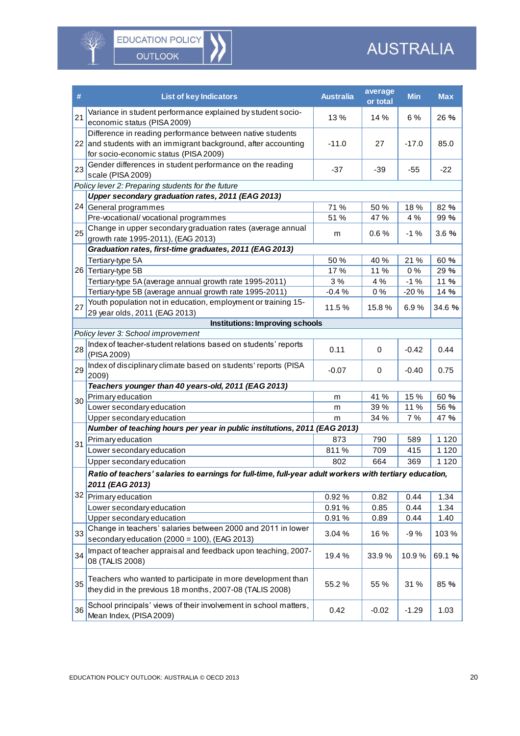| # | List of key Indicators | Australia | average or total | Min | Max |
|---|---|---|---|---|---|
| 21 | Variance in student performance explained by student socio-economic status (PISA 2009) | 13 % | 14 % | 6 % | 26 % |
| 22 | Difference in reading performance between native students and students with an immigrant background, after accounting for socio-economic status (PISA 2009) | -11.0 | 27 | -17.0 | 85.0 |
| 23 | Gender differences in student performance on the reading scale (PISA 2009) | -37 | -39 | -55 | -22 |
| | *Policy lever 2: Preparing students for the future* | | | | |
| 24 | ***Upper secondary graduation rates, 2011 (EAG 2013)*** | | | | |
| | General programmes | 71 % | 50 % | 18 % | 82 % |
| | Pre-vocational/ vocational programmes | 51 % | 47 % | 4 % | 99 % |
| 25 | Change in upper secondary graduation rates (average annual growth rate 1995-2011), (EAG 2013) | m | 0.6 % | -1 % | 3.6 % |
| 26 | ***Graduation rates, first-time graduates, 2011 (EAG 2013)*** | | | | |
| | Tertiary-type 5A | 50 % | 40 % | 21 % | 60 % |
| | Tertiary-type 5B | 17 % | 11 % | 0 % | 29 % |
| | Tertiary-type 5A (average annual growth rate 1995-2011) | 3 % | 4 % | -1 % | 11 % |
| | Tertiary-type 5B (average annual growth rate 1995-2011) | -0.4 % | 0 % | -20 % | 14 % |
| 27 | Youth population not in education, employment or training 15-29 year olds, 2011 (EAG 2013) | 11.5 % | 15.8 % | 6.9 % | 34.6 % |
| | **Institutions: Improving schools** | | | | |
| | *Policy lever 3: School improvement* | | | | |
| 28 | Index of teacher-student relations based on students' reports (PISA 2009) | 0.11 | 0 | -0.42 | 0.44 |
| 29 | Index of disciplinary climate based on students' reports (PISA 2009) | -0.07 | 0 | -0.40 | 0.75 |
| 30 | ***Teachers younger than 40 years-old, 2011 (EAG 2013)*** | | | | |
| | Primary education | m | 41 % | 15 % | 60 % |
| | Lower secondary education | m | 39 % | 11 % | 56 % |
| | Upper secondary education | m | 34 % | 7 % | 47 % |
| 31 | ***Number of teaching hours per year in public institutions, 2011 (EAG 2013)*** | | | | |
| | Primary education | 873 | 790 | 589 | 1 120 |
| | Lower secondary education | 811 % | 709 | 415 | 1 120 |
| | Upper secondary education | 802 | 664 | 369 | 1 120 |
| 32 | ***Ratio of teachers' salaries to earnings for full-time, full-year adult workers with tertiary education, 2011 (EAG 2013)*** | | | | |
| | Primary education | 0.92 % | 0.82 | 0.44 | 1.34 |
| | Lower secondary education | 0.91 % | 0.85 | 0.44 | 1.34 |
| | Upper secondary education | 0.91 % | 0.89 | 0.44 | 1.40 |
| 33 | Change in teachers' salaries between 2000 and 2011 in lower secondary education (2000 = 100), (EAG 2013) | 3.04 % | 16 % | -9 % | 103 % |
| 34 | Impact of teacher appraisal and feedback upon teaching, 2007-08 (TALIS 2008) | 19.4 % | 33.9 % | 10.9 % | 69.1 % |
| 35 | Teachers who wanted to participate in more development than they did in the previous 18 months, 2007-08 (TALIS 2008) | 55.2 % | 55 % | 31 % | 85 % |
| 36 | School principals' views of their involvement in school matters, Mean Index, (PISA 2009) | 0.42 | -0.02 | -1.29 | 1.03 |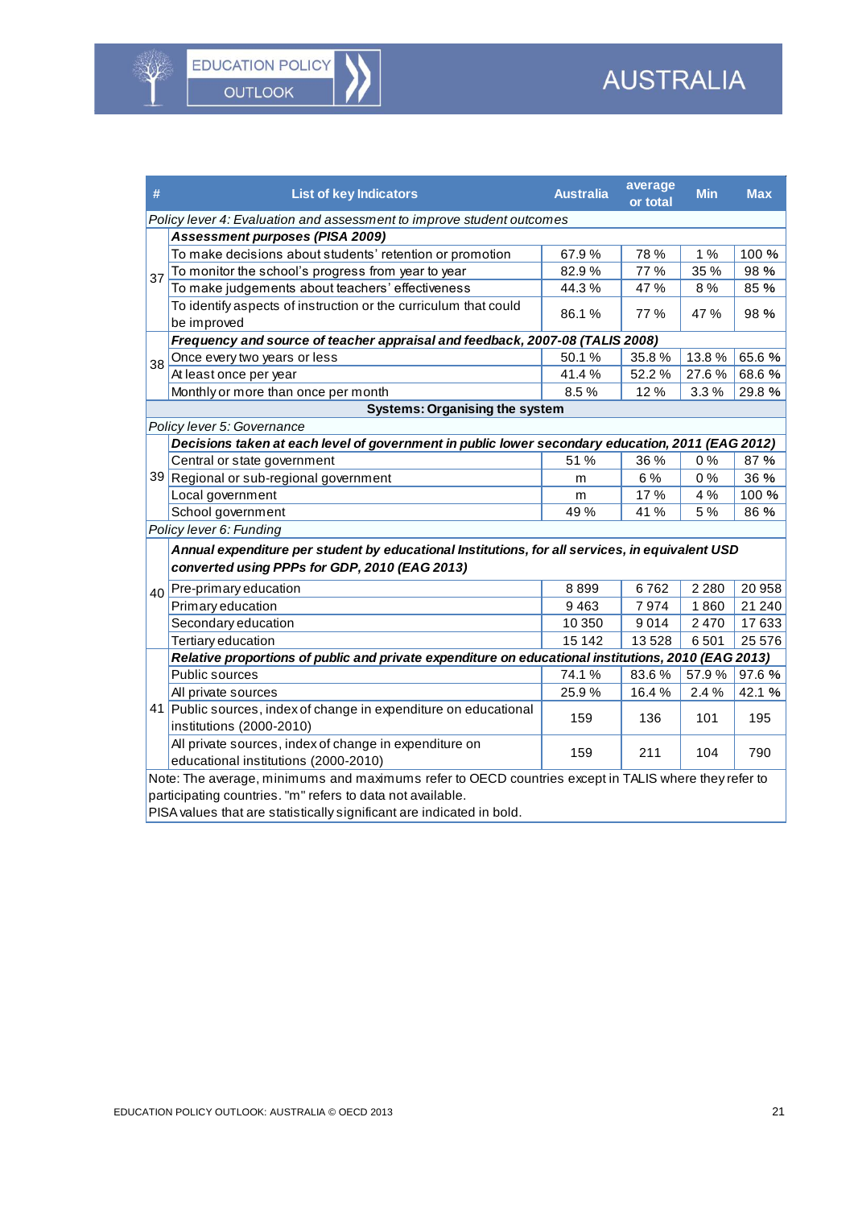| # | List of key Indicators | Australia | average or total | Min | Max |
|---|---|---|---|---|---|
| *Policy lever 4: Evaluation and assessment to improve student outcomes* | | | | | |
| 37 | ***Assessment purposes (PISA 2009)*** | | | | |
| | To make decisions about students' retention or promotion | 67.9 % | 78 % | 1 % | 100 % |
| | To monitor the school's progress from year to year | 82.9 % | 77 % | 35 % | 98 % |
| | To make judgements about teachers' effectiveness | 44.3 % | 47 % | 8 % | 85 % |
| | To identify aspects of instruction or the curriculum that could be improved | 86.1 % | 77 % | 47 % | 98 % |
| 38 | ***Frequency and source of teacher appraisal and feedback, 2007-08 (TALIS 2008)*** | | | | |
| | Once every two years or less | 50.1 % | 35.8 % | 13.8 % | 65.6 % |
| | At least once per year | 41.4 % | 52.2 % | 27.6 % | 68.6 % |
| | Monthly or more than once per month | 8.5 % | 12 % | 3.3 % | 29.8 % |
| **Systems: Organising the system** | | | | | |
| *Policy lever 5: Governance* | | | | | |
| 39 | ***Decisions taken at each level of government in public lower secondary education, 2011 (EAG 2012)*** | | | | |
| | Central or state government | 51 % | 36 % | 0 % | 87 % |
| | Regional or sub-regional government | m | 6 % | 0 % | 36 % |
| | Local government | m | 17 % | 4 % | 100 % |
| | School government | 49 % | 41 % | 5 % | 86 % |
| *Policy lever 6: Funding* | | | | | |
| 40 | ***Annual expenditure per student by educational Institutions, for all services, in equivalent USD converted using PPPs for GDP, 2010 (EAG 2013)*** | | | | |
| | Pre-primary education | 8 899 | 6 762 | 2 280 | 20 958 |
| | Primary education | 9 463 | 7 974 | 1 860 | 21 240 |
| | Secondary education | 10 350 | 9 014 | 2 470 | 17 633 |
| | Tertiary education | 15 142 | 13 528 | 6 501 | 25 576 |
| 41 | ***Relative proportions of public and private expenditure on educational institutions, 2010 (EAG 2013)*** | | | | |
| | Public sources | 74.1 % | 83.6 % | 57.9 % | 97.6 % |
| | All private sources | 25.9 % | 16.4 % | 2.4 % | 42.1 % |
| | Public sources, index of change in expenditure on educational institutions (2000-2010) | 159 | 136 | 101 | 195 |
| | All private sources, index of change in expenditure on educational institutions (2000-2010) | 159 | 211 | 104 | 790 |

Note: The average, minimums and maximums refer to OECD countries except in TALIS where they refer to participating countries. "m" refers to data not available.
PISA values that are statistically significant are indicated in bold.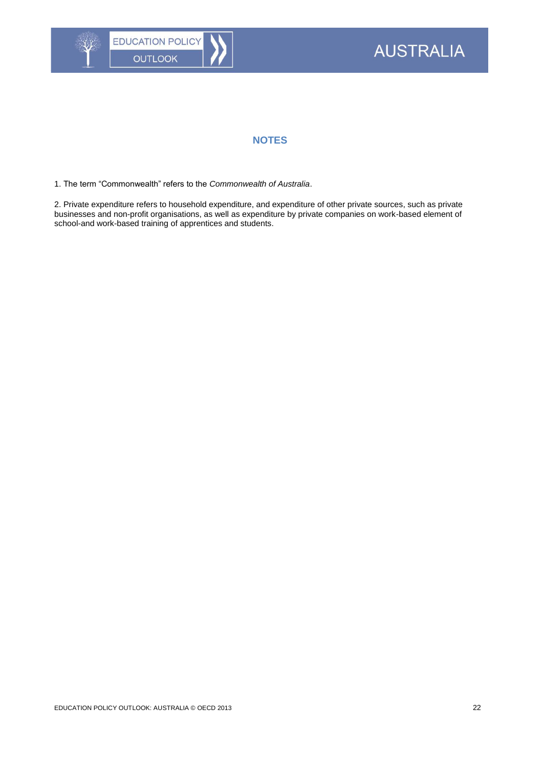## NOTES

1. The term “Commonwealth” refers to the *Commonwealth of Australia*.

2. Private expenditure refers to household expenditure, and expenditure of other private sources, such as private businesses and non-profit organisations, as well as expenditure by private companies on work-based element of school-and work-based training of apprentices and students.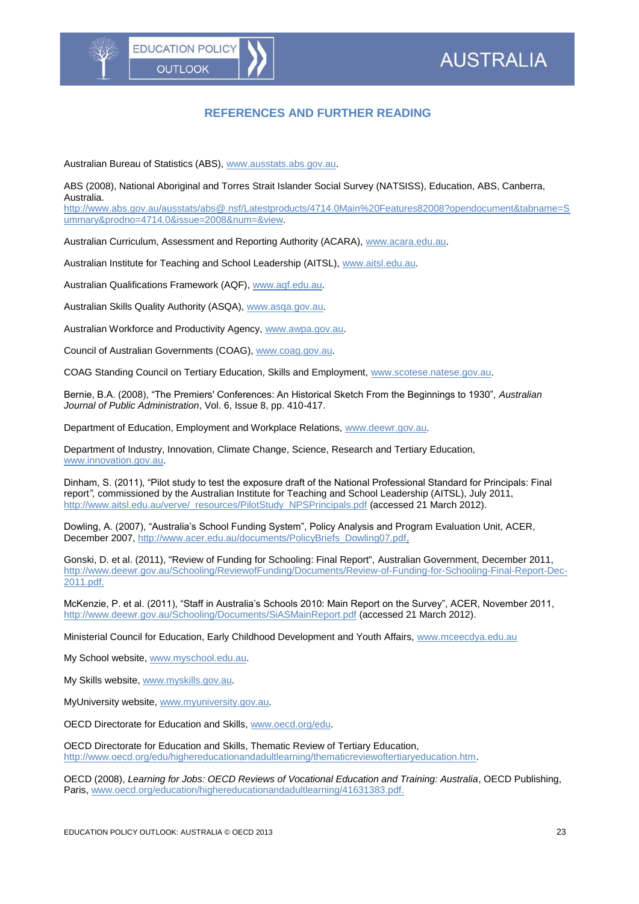## REFERENCES AND FURTHER READING

Australian Bureau of Statistics (ABS), www.ausstats.abs.gov.au.

ABS (2008), National Aboriginal and Torres Strait Islander Social Survey (NATSISS), Education, ABS, Canberra, Australia. http://www.abs.gov.au/ausstats/abs@.nsf/Latestproducts/4714.0Main%20Features82008?opendocument&tabname=Summary&prodno=4714.0&issue=2008&num=&view.

Australian Curriculum, Assessment and Reporting Authority (ACARA), www.acara.edu.au.

Australian Institute for Teaching and School Leadership (AITSL), www.aitsl.edu.au.

Australian Qualifications Framework (AQF), www.aqf.edu.au.

Australian Skills Quality Authority (ASQA), www.asqa.gov.au.

Australian Workforce and Productivity Agency, www.awpa.gov.au.

Council of Australian Governments (COAG), www.coag.gov.au.

COAG Standing Council on Tertiary Education, Skills and Employment, www.scotese.natese.gov.au.

Bernie, B.A. (2008), "The Premiers' Conferences: An Historical Sketch From the Beginnings to 1930", *Australian Journal of Public Administration*, Vol. 6, Issue 8, pp. 410-417.

Department of Education, Employment and Workplace Relations, www.deewr.gov.au.

Department of Industry, Innovation, Climate Change, Science, Research and Tertiary Education, www.innovation.gov.au.

Dinham, S. (2011), "Pilot study to test the exposure draft of the National Professional Standard for Principals: Final report", commissioned by the Australian Institute for Teaching and School Leadership (AITSL), July 2011, http://www.aitsl.edu.au/verve/_resources/PilotStudy_NPSPrincipals.pdf (accessed 21 March 2012).

Dowling, A. (2007), "Australia's School Funding System", Policy Analysis and Program Evaluation Unit, ACER, December 2007, http://www.acer.edu.au/documents/PolicyBriefs_Dowling07.pdf.

Gonski, D. et al. (2011), "Review of Funding for Schooling: Final Report", Australian Government, December 2011, http://www.deewr.gov.au/Schooling/ReviewofFunding/Documents/Review-of-Funding-for-Schooling-Final-Report-Dec-2011.pdf.

McKenzie, P. et al. (2011), "Staff in Australia's Schools 2010: Main Report on the Survey", ACER, November 2011, http://www.deewr.gov.au/Schooling/Documents/SiASMainReport.pdf (accessed 21 March 2012).

Ministerial Council for Education, Early Childhood Development and Youth Affairs, www.mceecdya.edu.au

My School website, www.myschool.edu.au.

My Skills website, www.myskills.gov.au.

MyUniversity website, www.myuniversity.gov.au.

OECD Directorate for Education and Skills, www.oecd.org/edu.

OECD Directorate for Education and Skills, Thematic Review of Tertiary Education, http://www.oecd.org/edu/highereducationandadultlearning/thematicreviewoftertiaryeducation.htm.

OECD (2008), *Learning for Jobs: OECD Reviews of Vocational Education and Training: Australia*, OECD Publishing, Paris, www.oecd.org/education/highereducationandadultlearning/41631383.pdf.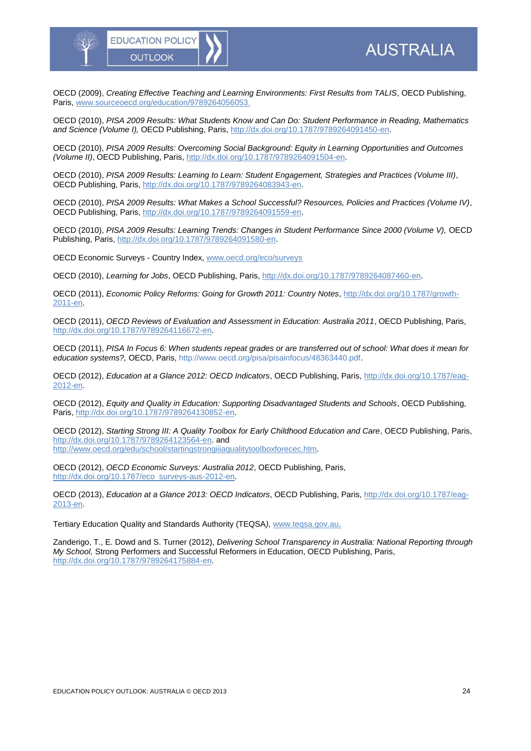OECD (2009), *Creating Effective Teaching and Learning Environments: First Results from TALIS*, OECD Publishing, Paris, www.sourceoecd.org/education/9789264056053.

OECD (2010), *PISA 2009 Results: What Students Know and Can Do: Student Performance in Reading, Mathematics and Science (Volume I),* OECD Publishing, Paris, http://dx.doi.org/10.1787/9789264091450-en.

OECD (2010), *PISA 2009 Results: Overcoming Social Background: Equity in Learning Opportunities and Outcomes (Volume II)*, OECD Publishing, Paris, http://dx.doi.org/10.1787/9789264091504-en.

OECD (2010), *PISA 2009 Results: Learning to Learn: Student Engagement, Strategies and Practices (Volume III)*, OECD Publishing, Paris, http://dx.doi.org/10.1787/9789264083943-en.

OECD (2010), *PISA 2009 Results: What Makes a School Successful? Resources, Policies and Practices (Volume IV)*, OECD Publishing, Paris, http://dx.doi.org/10.1787/9789264091559-en.

OECD (2010), *PISA 2009 Results: Learning Trends: Changes in Student Performance Since 2000 (Volume V),* OECD Publishing, Paris, http://dx.doi.org/10.1787/9789264091580-en.

OECD Economic Surveys - Country Index, www.oecd.org/eco/surveys

OECD (2010), *Learning for Jobs*, OECD Publishing, Paris, http://dx.doi.org/10.1787/9789264087460-en.

OECD (2011), *Economic Policy Reforms: Going for Growth 2011: Country Notes*, http://dx.doi.org/10.1787/growth-2011-en.

OECD (2011), *OECD Reviews of Evaluation and Assessment in Education: Australia 2011*, OECD Publishing, Paris, http://dx.doi.org/10.1787/9789264116672-en.

OECD (2011), *PISA In Focus 6: When students repeat grades or are transferred out of school: What does it mean for education systems?,* OECD, Paris, http://www.oecd.org/pisa/pisainfocus/48363440.pdf.

OECD (2012), *Education at a Glance 2012: OECD Indicators*, OECD Publishing, Paris, http://dx.doi.org/10.1787/eag-2012-en.

OECD (2012), *Equity and Quality in Education: Supporting Disadvantaged Students and Schools*, OECD Publishing, Paris, http://dx.doi.org/10.1787/9789264130852-en.

OECD (2012), *Starting Strong III: A Quality Toolbox for Early Childhood Education and Care*, OECD Publishing, Paris, http://dx.doi.org/10.1787/9789264123564-en. and http://www.oecd.org/edu/school/startingstrongiiiaqualitytoolboxforecec.htm.

OECD (2012), *OECD Economic Surveys: Australia 2012*, OECD Publishing, Paris, http://dx.doi.org/10.1787/eco_surveys-aus-2012-en.

OECD (2013), *Education at a Glance 2013: OECD Indicators*, OECD Publishing, Paris, http://dx.doi.org/10.1787/eag-2013-en.

Tertiary Education Quality and Standards Authority (TEQSA)*,* www.teqsa.gov.au.

Zanderigo, T., E. Dowd and S. Turner (2012), *Delivering School Transparency in Australia: National Reporting through My School,* Strong Performers and Successful Reformers in Education, OECD Publishing, Paris, http://dx.doi.org/10.1787/9789264175884-en.